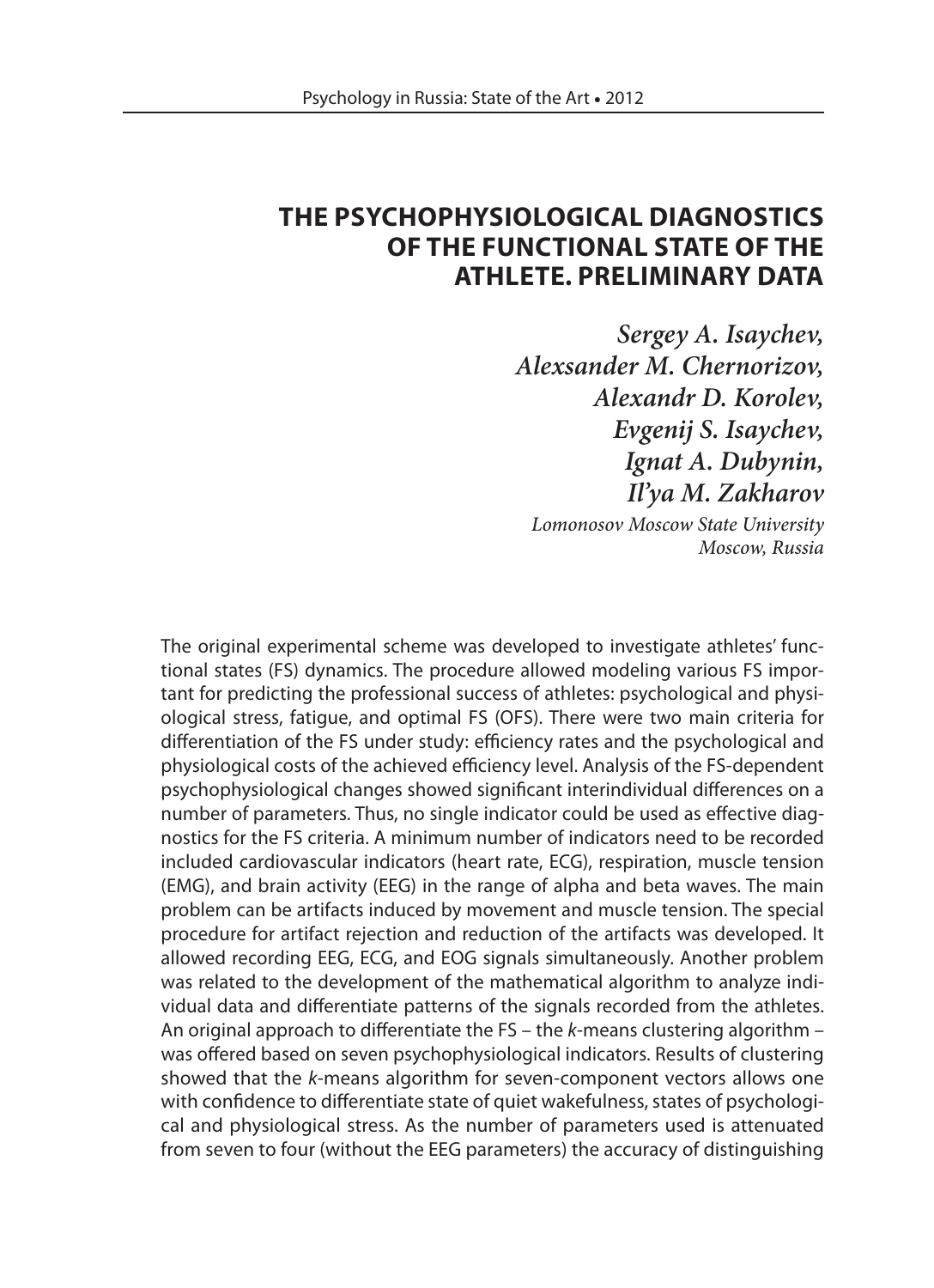# THE PSYCHOPHYSIOLOGICAL DIAGNOSTICS OF THE FUNCTIONAL STATE OF THE ATHLETE. PRELIMINARY DATA

*Sergey A. Isaychev,*
*Alexsander M. Chernorizov,*
*Alexandr D. Korolev,*
*Evgenij S. Isaychev,*
*Ignat A. Dubynin,*
*Il'ya M. Zakharov*

*Lomonosov Moscow State University*
*Moscow, Russia*

The original experimental scheme was developed to investigate athletes' functional states (FS) dynamics. The procedure allowed modeling various FS important for predicting the professional success of athletes: psychological and physiological stress, fatigue, and optimal FS (OFS). There were two main criteria for differentiation of the FS under study: efficiency rates and the psychological and physiological costs of the achieved efficiency level. Analysis of the FS-dependent psychophysiological changes showed significant interindividual differences on a number of parameters. Thus, no single indicator could be used as effective diagnostics for the FS criteria. A minimum number of indicators need to be recorded included cardiovascular indicators (heart rate, ECG), respiration, muscle tension (EMG), and brain activity (EEG) in the range of alpha and beta waves. The main problem can be artifacts induced by movement and muscle tension. The special procedure for artifact rejection and reduction of the artifacts was developed. It allowed recording EEG, ECG, and EOG signals simultaneously. Another problem was related to the development of the mathematical algorithm to analyze individual data and differentiate patterns of the signals recorded from the athletes. An original approach to differentiate the FS – the *k*-means clustering algorithm – was offered based on seven psychophysiological indicators. Results of clustering showed that the *k*-means algorithm for seven-component vectors allows one with confidence to differentiate state of quiet wakefulness, states of psychological and physiological stress. As the number of parameters used is attenuated from seven to four (without the EEG parameters) the accuracy of distinguishing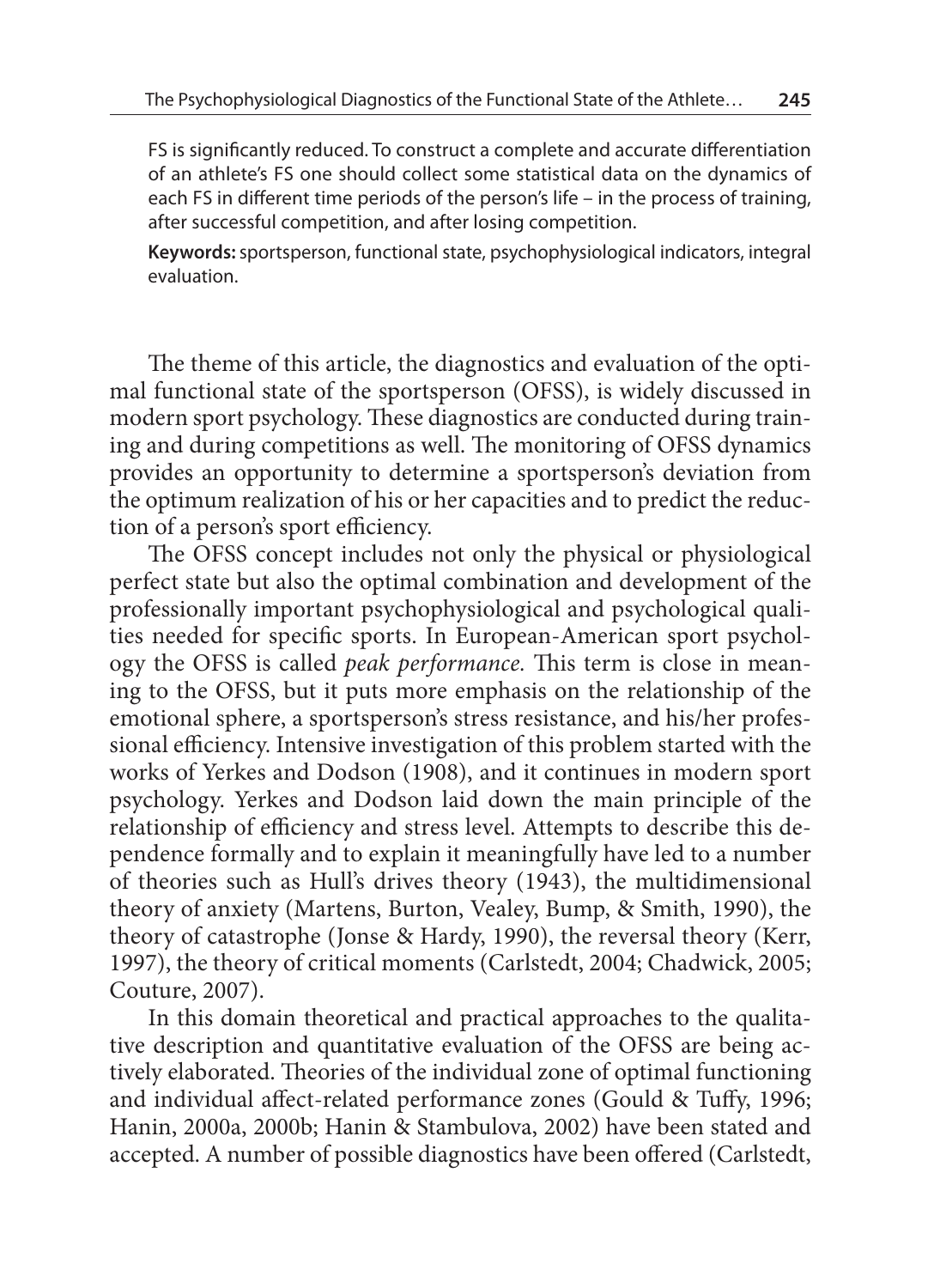FS is significantly reduced. To construct a complete and accurate differentiation of an athlete's FS one should collect some statistical data on the dynamics of each FS in different time periods of the person's life – in the process of training, after successful competition, and after losing competition.

**Keywords:** sportsperson, functional state, psychophysiological indicators, integral evaluation.

The theme of this article, the diagnostics and evaluation of the optimal functional state of the sportsperson (OFSS), is widely discussed in modern sport psychology. These diagnostics are conducted during training and during competitions as well. The monitoring of OFSS dynamics provides an opportunity to determine a sportsperson's deviation from the optimum realization of his or her capacities and to predict the reduction of a person's sport efficiency.

The OFSS concept includes not only the physical or physiological perfect state but also the optimal combination and development of the professionally important psychophysiological and psychological qualities needed for specific sports. In European-American sport psychology the OFSS is called *peak performance.* This term is close in meaning to the OFSS, but it puts more emphasis on the relationship of the emotional sphere, a sportsperson's stress resistance, and his/her professional efficiency. Intensive investigation of this problem started with the works of Yerkes and Dodson (1908), and it continues in modern sport psychology. Yerkes and Dodson laid down the main principle of the relationship of efficiency and stress level. Attempts to describe this dependence formally and to explain it meaningfully have led to a number of theories such as Hull's drives theory (1943), the multidimensional theory of anxiety (Martens, Burton, Vealey, Bump, & Smith, 1990), the theory of catastrophe (Jonse & Hardy, 1990), the reversal theory (Kerr, 1997), the theory of critical moments (Carlstedt, 2004; Chadwick, 2005; Couture, 2007).

In this domain theoretical and practical approaches to the qualitative description and quantitative evaluation of the OFSS are being actively elaborated. Theories of the individual zone of optimal functioning and individual affect-related performance zones (Gould & Tuffy, 1996; Hanin, 2000a, 2000b; Hanin & Stambulova, 2002) have been stated and accepted. A number of possible diagnostics have been offered (Carlstedt,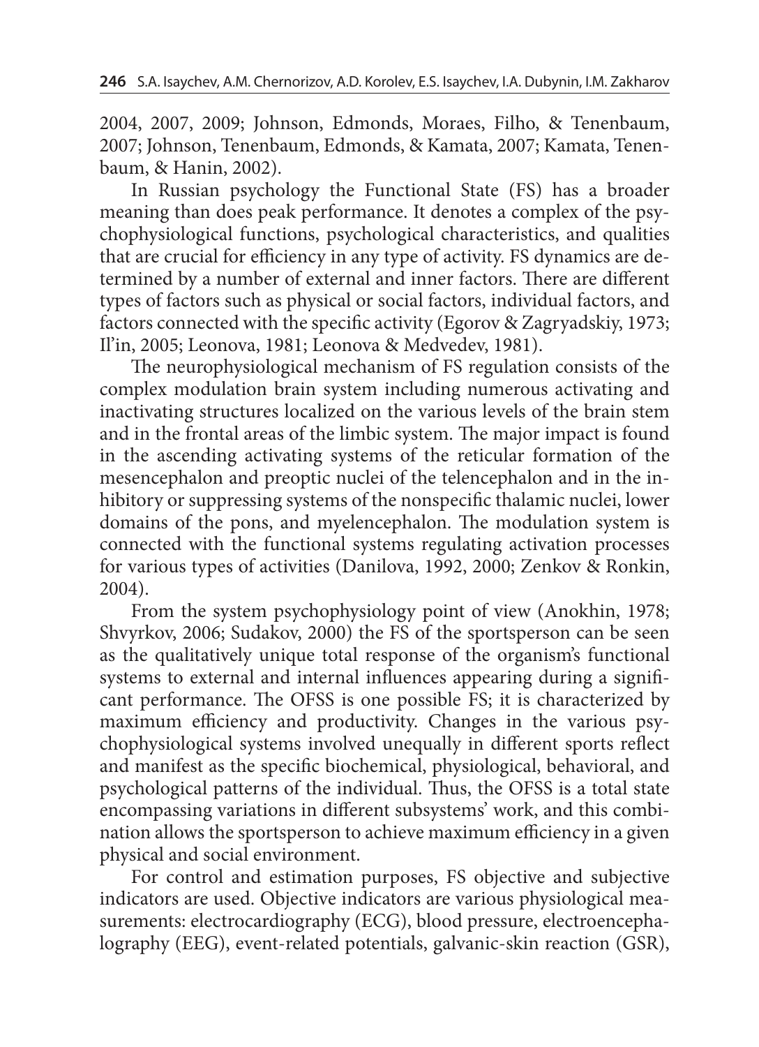2004, 2007, 2009; Johnson, Edmonds, Moraes, Filho, & Tenenbaum, 2007; Johnson, Tenenbaum, Edmonds, & Kamata, 2007; Kamata, Tenenbaum, & Hanin, 2002).

In Russian psychology the Functional State (FS) has a broader meaning than does peak performance. It denotes a complex of the psychophysiological functions, psychological characteristics, and qualities that are crucial for efficiency in any type of activity. FS dynamics are determined by a number of external and inner factors. There are different types of factors such as physical or social factors, individual factors, and factors connected with the specific activity (Egorov & Zagryadskiy, 1973; Il'in, 2005; Leonova, 1981; Leonova & Medvedev, 1981).

The neurophysiological mechanism of FS regulation consists of the complex modulation brain system including numerous activating and inactivating structures localized on the various levels of the brain stem and in the frontal areas of the limbic system. The major impact is found in the ascending activating systems of the reticular formation of the mesencephalon and preoptic nuclei of the telencephalon and in the inhibitory or suppressing systems of the nonspecific thalamic nuclei, lower domains of the pons, and myelencephalon. The modulation system is connected with the functional systems regulating activation processes for various types of activities (Danilova, 1992, 2000; Zenkov & Ronkin, 2004).

From the system psychophysiology point of view (Anokhin, 1978; Shvyrkov, 2006; Sudakov, 2000) the FS of the sportsperson can be seen as the qualitatively unique total response of the organism's functional systems to external and internal influences appearing during a significant performance. The OFSS is one possible FS; it is characterized by maximum efficiency and productivity. Changes in the various psychophysiological systems involved unequally in different sports reflect and manifest as the specific biochemical, physiological, behavioral, and psychological patterns of the individual. Thus, the OFSS is a total state encompassing variations in different subsystems' work, and this combination allows the sportsperson to achieve maximum efficiency in a given physical and social environment.

For control and estimation purposes, FS objective and subjective indicators are used. Objective indicators are various physiological measurements: electrocardiography (ECG), blood pressure, electroencephalography (EEG), event-related potentials, galvanic-skin reaction (GSR),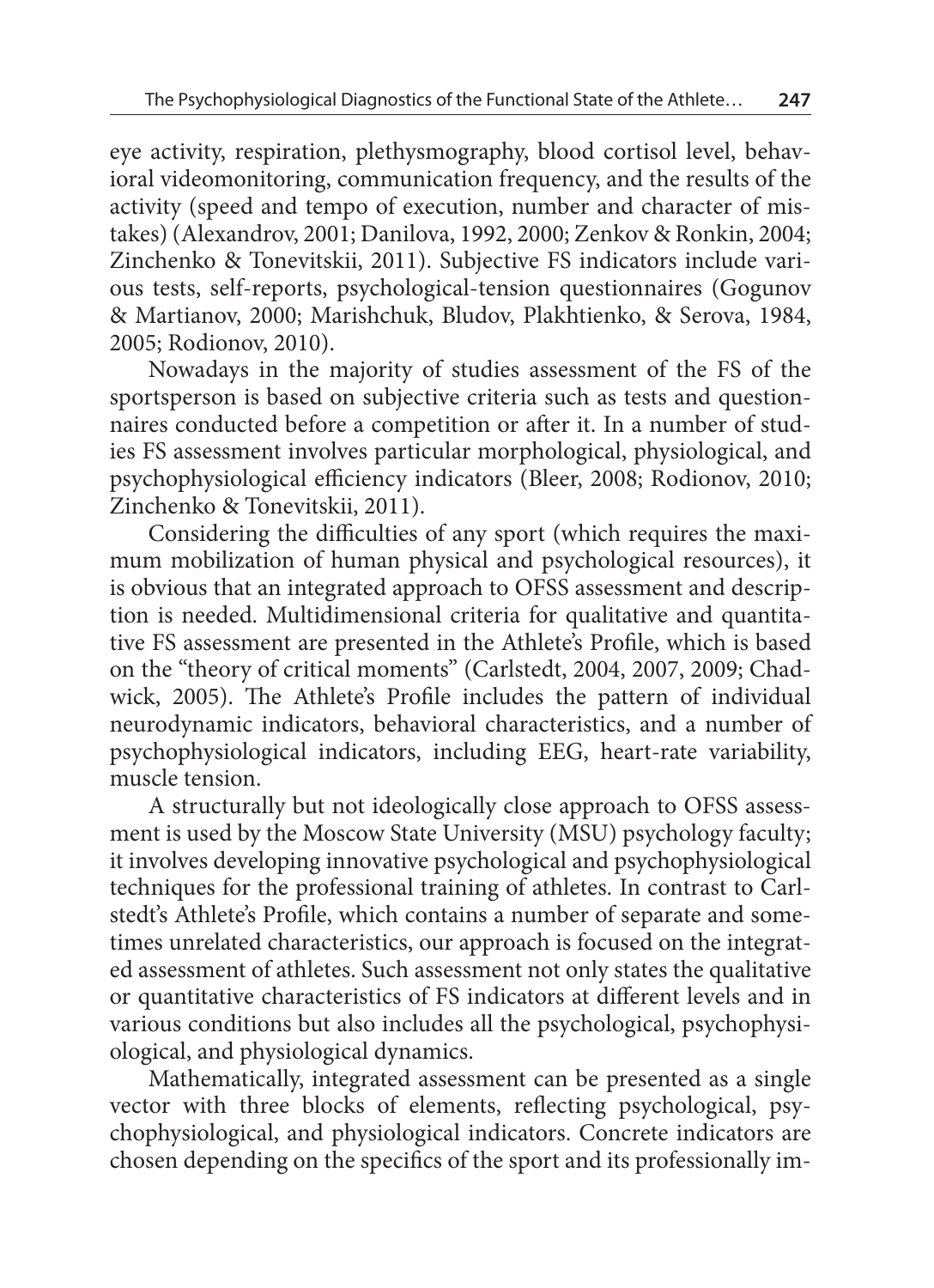eye activity, respiration, plethysmography, blood cortisol level, behavioral videomonitoring, communication frequency, and the results of the activity (speed and tempo of execution, number and character of mistakes) (Alexandrov, 2001; Danilova, 1992, 2000; Zenkov & Ronkin, 2004; Zinchenko & Tonevitskii, 2011). Subjective FS indicators include various tests, self-reports, psychological-tension questionnaires (Gogunov & Martianov, 2000; Marishchuk, Bludov, Plakhtienko, & Serova, 1984, 2005; Rodionov, 2010).

Nowadays in the majority of studies assessment of the FS of the sportsperson is based on subjective criteria such as tests and questionnaires conducted before a competition or after it. In a number of studies FS assessment involves particular morphological, physiological, and psychophysiological efficiency indicators (Bleer, 2008; Rodionov, 2010; Zinchenko & Tonevitskii, 2011).

Considering the difficulties of any sport (which requires the maximum mobilization of human physical and psychological resources), it is obvious that an integrated approach to OFSS assessment and description is needed. Multidimensional criteria for qualitative and quantitative FS assessment are presented in the Athlete's Profile, which is based on the "theory of critical moments" (Carlstedt, 2004, 2007, 2009; Chadwick, 2005). The Athlete's Profile includes the pattern of individual neurodynamic indicators, behavioral characteristics, and a number of psychophysiological indicators, including EEG, heart-rate variability, muscle tension.

A structurally but not ideologically close approach to OFSS assessment is used by the Moscow State University (MSU) psychology faculty; it involves developing innovative psychological and psychophysiological techniques for the professional training of athletes. In contrast to Carlstedt's Athlete's Profile, which contains a number of separate and sometimes unrelated characteristics, our approach is focused on the integrated assessment of athletes. Such assessment not only states the qualitative or quantitative characteristics of FS indicators at different levels and in various conditions but also includes all the psychological, psychophysiological, and physiological dynamics.

Mathematically, integrated assessment can be presented as a single vector with three blocks of elements, reflecting psychological, psychophysiological, and physiological indicators. Concrete indicators are chosen depending on the specifics of the sport and its professionally im-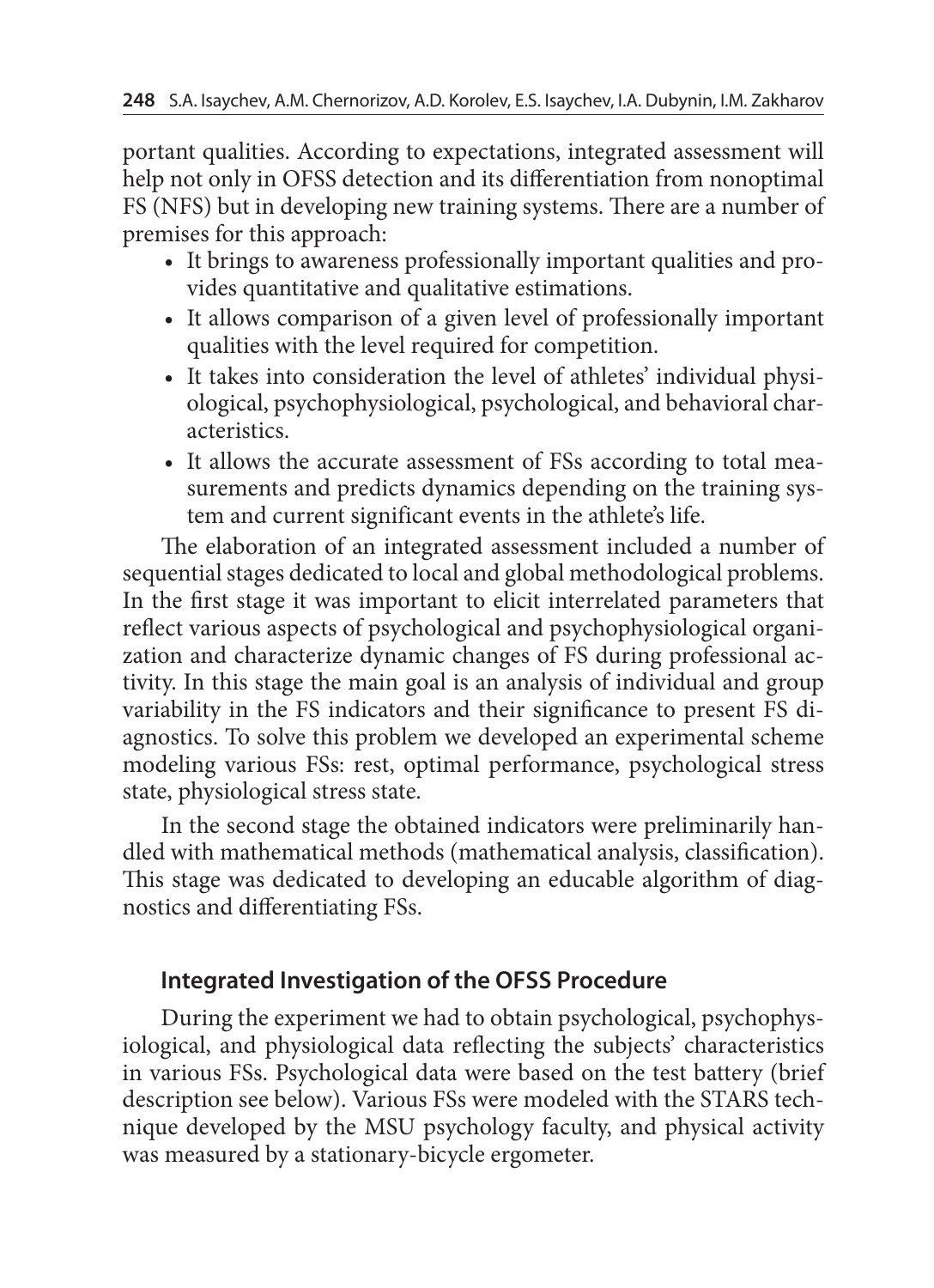portant qualities. According to expectations, integrated assessment will help not only in OFSS detection and its differentiation from nonoptimal FS (NFS) but in developing new training systems. There are a number of premises for this approach:

- It brings to awareness professionally important qualities and provides quantitative and qualitative estimations.
- It allows comparison of a given level of professionally important qualities with the level required for competition.
- It takes into consideration the level of athletes' individual physiological, psychophysiological, psychological, and behavioral characteristics.
- It allows the accurate assessment of FSs according to total measurements and predicts dynamics depending on the training system and current significant events in the athlete's life.

The elaboration of an integrated assessment included a number of sequential stages dedicated to local and global methodological problems. In the first stage it was important to elicit interrelated parameters that reflect various aspects of psychological and psychophysiological organization and characterize dynamic changes of FS during professional activity. In this stage the main goal is an analysis of individual and group variability in the FS indicators and their significance to present FS diagnostics. To solve this problem we developed an experimental scheme modeling various FSs: rest, optimal performance, psychological stress state, physiological stress state.

In the second stage the obtained indicators were preliminarily handled with mathematical methods (mathematical analysis, classification). This stage was dedicated to developing an educable algorithm of diagnostics and differentiating FSs.

## Integrated Investigation of the OFSS Procedure

During the experiment we had to obtain psychological, psychophysiological, and physiological data reflecting the subjects' characteristics in various FSs. Psychological data were based on the test battery (brief description see below). Various FSs were modeled with the STARS technique developed by the MSU psychology faculty, and physical activity was measured by a stationary-bicycle ergometer.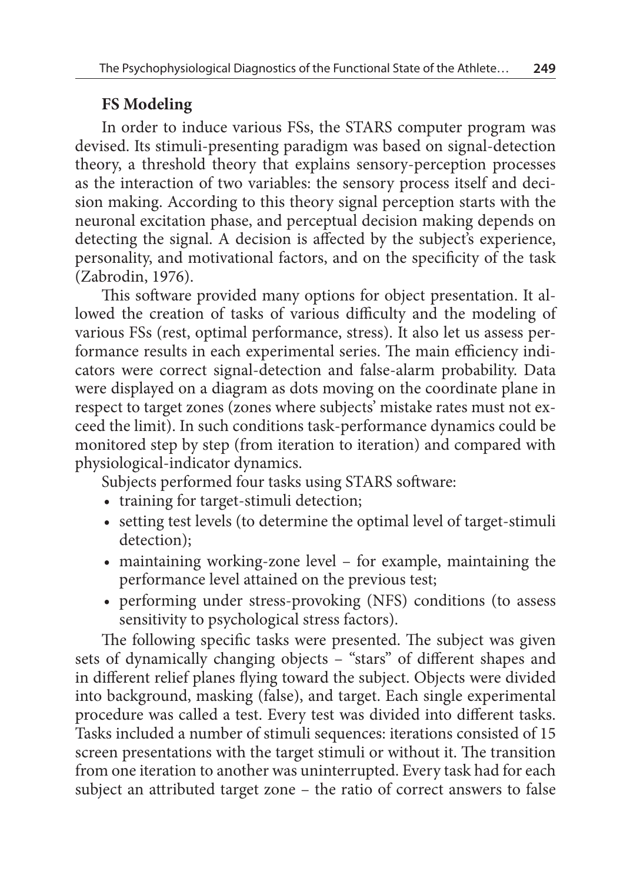## FS Modeling

In order to induce various FSs, the STARS computer program was devised. Its stimuli-presenting paradigm was based on signal-detection theory, a threshold theory that explains sensory-perception processes as the interaction of two variables: the sensory process itself and decision making. According to this theory signal perception starts with the neuronal excitation phase, and perceptual decision making depends on detecting the signal. A decision is affected by the subject's experience, personality, and motivational factors, and on the specificity of the task (Zabrodin, 1976).

This software provided many options for object presentation. It allowed the creation of tasks of various difficulty and the modeling of various FSs (rest, optimal performance, stress). It also let us assess performance results in each experimental series. The main efficiency indicators were correct signal-detection and false-alarm probability. Data were displayed on a diagram as dots moving on the coordinate plane in respect to target zones (zones where subjects' mistake rates must not exceed the limit). In such conditions task-performance dynamics could be monitored step by step (from iteration to iteration) and compared with physiological-indicator dynamics.

Subjects performed four tasks using STARS software:

- training for target-stimuli detection;
- setting test levels (to determine the optimal level of target-stimuli detection);
- maintaining working-zone level – for example, maintaining the performance level attained on the previous test;
- performing under stress-provoking (NFS) conditions (to assess sensitivity to psychological stress factors).

The following specific tasks were presented. The subject was given sets of dynamically changing objects – "stars" of different shapes and in different relief planes flying toward the subject. Objects were divided into background, masking (false), and target. Each single experimental procedure was called a test. Every test was divided into different tasks. Tasks included a number of stimuli sequences: iterations consisted of 15 screen presentations with the target stimuli or without it. The transition from one iteration to another was uninterrupted. Every task had for each subject an attributed target zone – the ratio of correct answers to false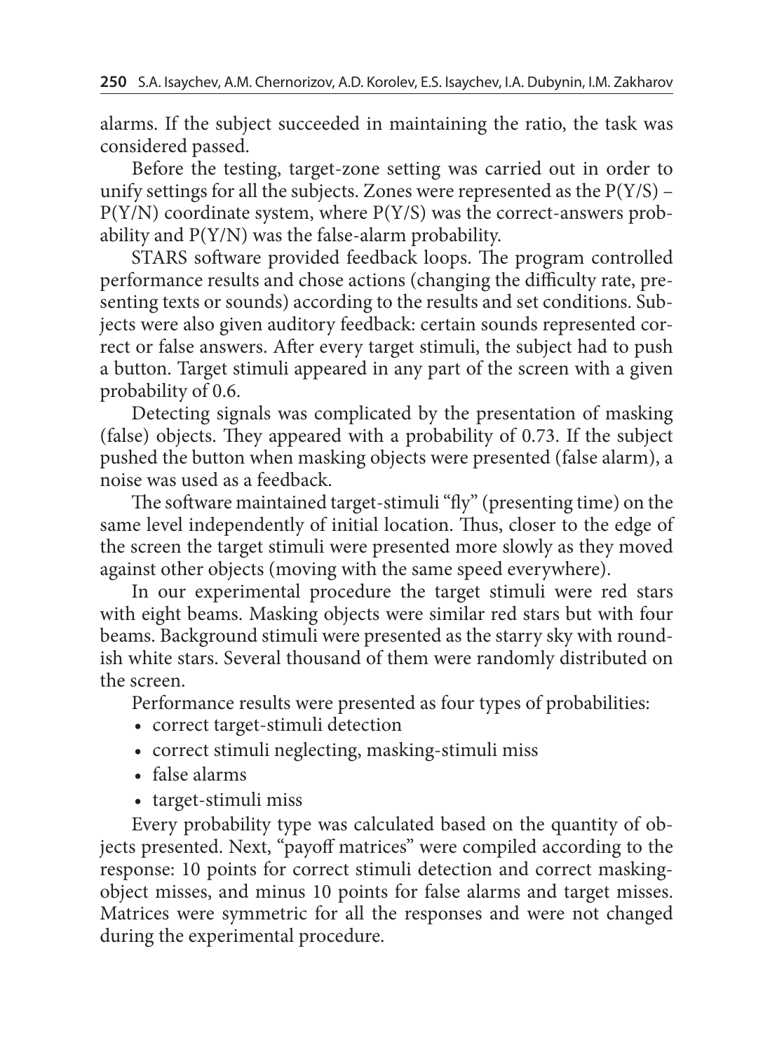alarms. If the subject succeeded in maintaining the ratio, the task was considered passed.

Before the testing, target-zone setting was carried out in order to unify settings for all the subjects. Zones were represented as the P(Y/S) – P(Y/N) coordinate system, where P(Y/S) was the correct-answers probability and P(Y/N) was the false-alarm probability.

STARS software provided feedback loops. The program controlled performance results and chose actions (changing the difficulty rate, presenting texts or sounds) according to the results and set conditions. Subjects were also given auditory feedback: certain sounds represented correct or false answers. After every target stimuli, the subject had to push a button. Target stimuli appeared in any part of the screen with a given probability of 0.6.

Detecting signals was complicated by the presentation of masking (false) objects. They appeared with a probability of 0.73. If the subject pushed the button when masking objects were presented (false alarm), a noise was used as a feedback.

The software maintained target-stimuli "fly" (presenting time) on the same level independently of initial location. Thus, closer to the edge of the screen the target stimuli were presented more slowly as they moved against other objects (moving with the same speed everywhere).

In our experimental procedure the target stimuli were red stars with eight beams. Masking objects were similar red stars but with four beams. Background stimuli were presented as the starry sky with roundish white stars. Several thousand of them were randomly distributed on the screen.

Performance results were presented as four types of probabilities:

- correct target-stimuli detection
- correct stimuli neglecting, masking-stimuli miss
- false alarms
- target-stimuli miss

Every probability type was calculated based on the quantity of objects presented. Next, "payoff matrices" were compiled according to the response: 10 points for correct stimuli detection and correct masking-object misses, and minus 10 points for false alarms and target misses. Matrices were symmetric for all the responses and were not changed during the experimental procedure.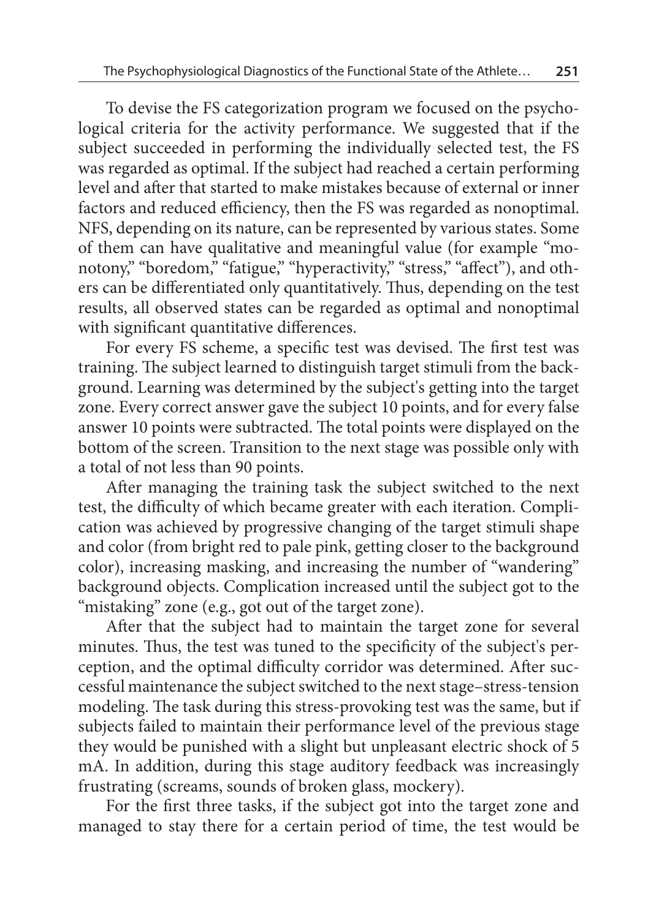To devise the FS categorization program we focused on the psychological criteria for the activity performance. We suggested that if the subject succeeded in performing the individually selected test, the FS was regarded as optimal. If the subject had reached a certain performing level and after that started to make mistakes because of external or inner factors and reduced efficiency, then the FS was regarded as nonoptimal. NFS, depending on its nature, can be represented by various states. Some of them can have qualitative and meaningful value (for example "monotony," "boredom," "fatigue," "hyperactivity," "stress," "affect"), and others can be differentiated only quantitatively. Thus, depending on the test results, all observed states can be regarded as optimal and nonoptimal with significant quantitative differences.

For every FS scheme, a specific test was devised. The first test was training. The subject learned to distinguish target stimuli from the background. Learning was determined by the subject's getting into the target zone. Every correct answer gave the subject 10 points, and for every false answer 10 points were subtracted. The total points were displayed on the bottom of the screen. Transition to the next stage was possible only with a total of not less than 90 points.

After managing the training task the subject switched to the next test, the difficulty of which became greater with each iteration. Complication was achieved by progressive changing of the target stimuli shape and color (from bright red to pale pink, getting closer to the background color), increasing masking, and increasing the number of "wandering" background objects. Complication increased until the subject got to the "mistaking" zone (e.g., got out of the target zone).

After that the subject had to maintain the target zone for several minutes. Thus, the test was tuned to the specificity of the subject's perception, and the optimal difficulty corridor was determined. After successful maintenance the subject switched to the next stage–stress-tension modeling. The task during this stress-provoking test was the same, but if subjects failed to maintain their performance level of the previous stage they would be punished with a slight but unpleasant electric shock of 5 mA. In addition, during this stage auditory feedback was increasingly frustrating (screams, sounds of broken glass, mockery).

For the first three tasks, if the subject got into the target zone and managed to stay there for a certain period of time, the test would be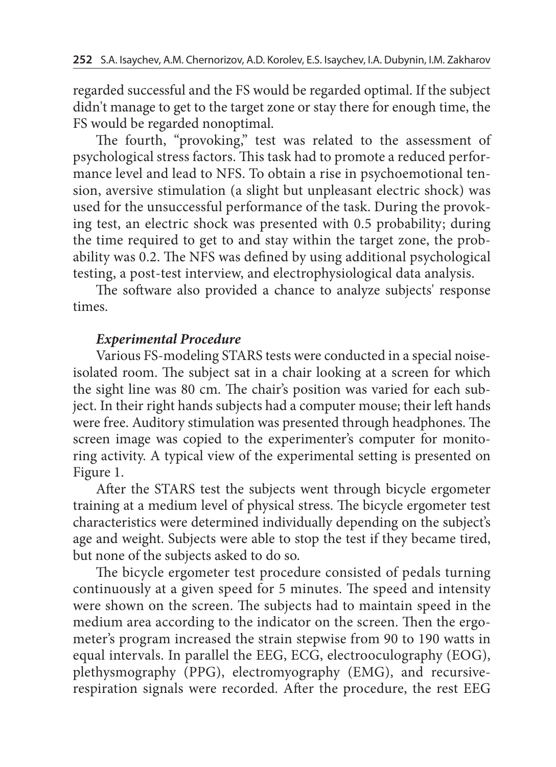regarded successful and the FS would be regarded optimal. If the subject didn't manage to get to the target zone or stay there for enough time, the FS would be regarded nonoptimal.

The fourth, "provoking," test was related to the assessment of psychological stress factors. This task had to promote a reduced performance level and lead to NFS. To obtain a rise in psychoemotional tension, aversive stimulation (a slight but unpleasant electric shock) was used for the unsuccessful performance of the task. During the provoking test, an electric shock was presented with 0.5 probability; during the time required to get to and stay within the target zone, the probability was 0.2. The NFS was defined by using additional psychological testing, a post-test interview, and electrophysiological data analysis.

The software also provided a chance to analyze subjects' response times.

### *Experimental Procedure*

Various FS-modeling STARS tests were conducted in a special noise-isolated room. The subject sat in a chair looking at a screen for which the sight line was 80 cm. The chair's position was varied for each subject. In their right hands subjects had a computer mouse; their left hands were free. Auditory stimulation was presented through headphones. The screen image was copied to the experimenter's computer for monitoring activity. A typical view of the experimental setting is presented on Figure 1.

After the STARS test the subjects went through bicycle ergometer training at a medium level of physical stress. The bicycle ergometer test characteristics were determined individually depending on the subject's age and weight. Subjects were able to stop the test if they became tired, but none of the subjects asked to do so.

The bicycle ergometer test procedure consisted of pedals turning continuously at a given speed for 5 minutes. The speed and intensity were shown on the screen. The subjects had to maintain speed in the medium area according to the indicator on the screen. Then the ergometer's program increased the strain stepwise from 90 to 190 watts in equal intervals. In parallel the EEG, ECG, electrooculography (EOG), plethysmography (PPG), electromyography (EMG), and recursive-respiration signals were recorded. After the procedure, the rest EEG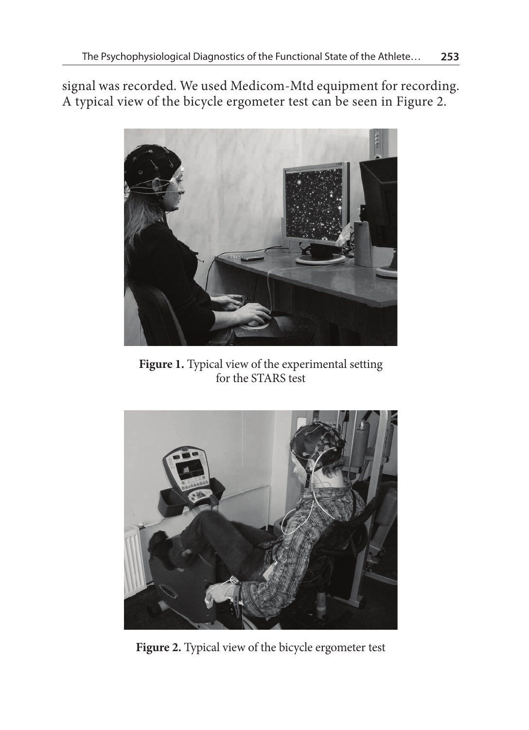signal was recorded. We used Medicom-Mtd equipment for recording. A typical view of the bicycle ergometer test can be seen in Figure 2.

**Figure 1.** Typical view of the experimental setting for the STARS test

**Figure 2.** Typical view of the bicycle ergometer test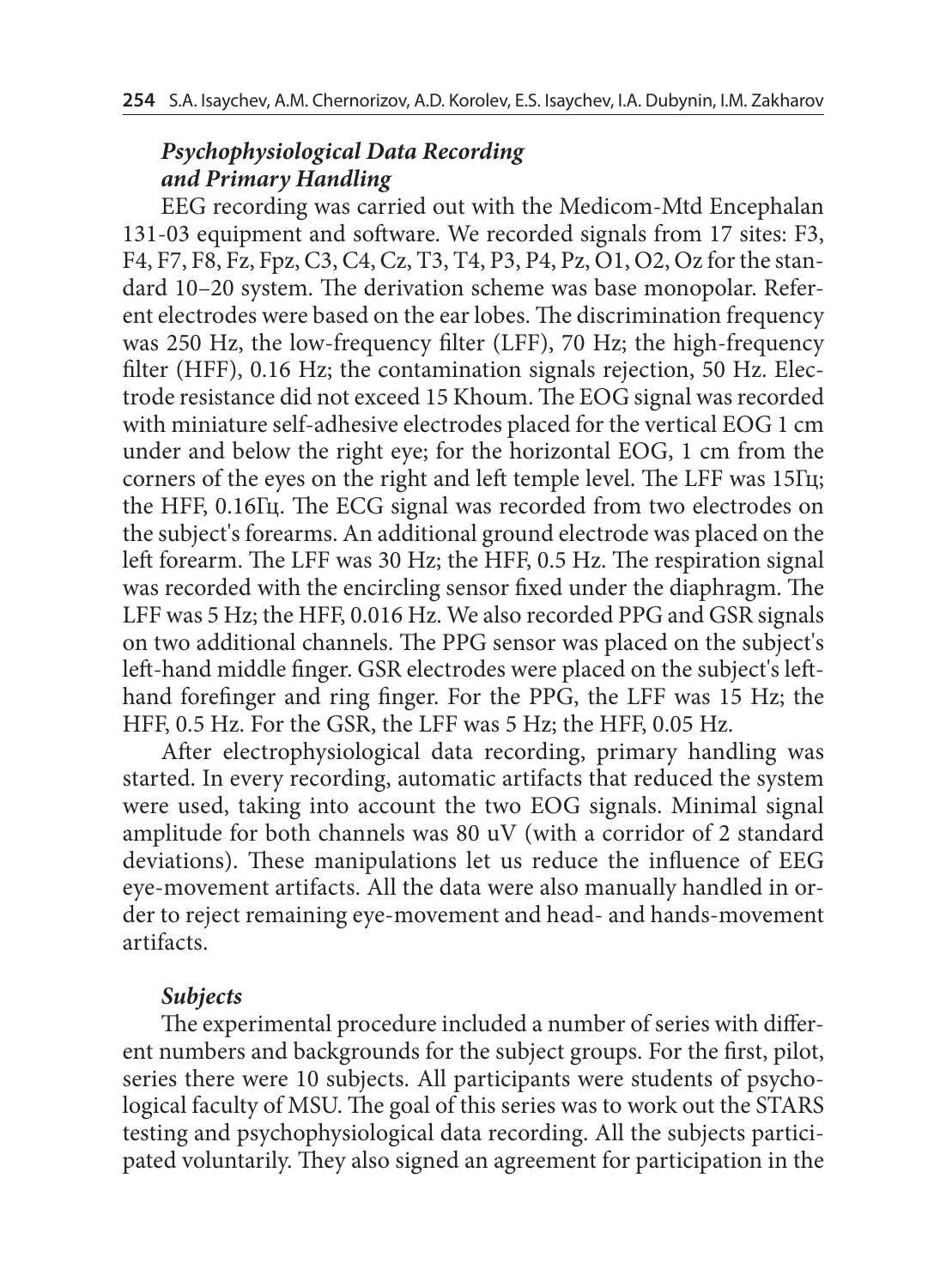### *Psychophysiological Data Recording and Primary Handling*

EEG recording was carried out with the Medicom-Mtd Encephalan 131-03 equipment and software. We recorded signals from 17 sites: F3, F4, F7, F8, Fz, Fpz, C3, C4, Cz, T3, T4, P3, P4, Pz, O1, O2, Oz for the standard 10–20 system. The derivation scheme was base monopolar. Referent electrodes were based on the ear lobes. The discrimination frequency was 250 Hz, the low-frequency filter (LFF), 70 Hz; the high-frequency filter (HFF), 0.16 Hz; the contamination signals rejection, 50 Hz. Electrode resistance did not exceed 15 Khoum. The EOG signal was recorded with miniature self-adhesive electrodes placed for the vertical EOG 1 cm under and below the right eye; for the horizontal EOG, 1 cm from the corners of the eyes on the right and left temple level. The LFF was 15Гц; the HFF, 0.16Гц. The ECG signal was recorded from two electrodes on the subject's forearms. An additional ground electrode was placed on the left forearm. The LFF was 30 Hz; the HFF, 0.5 Hz. The respiration signal was recorded with the encircling sensor fixed under the diaphragm. The LFF was 5 Hz; the HFF, 0.016 Hz. We also recorded PPG and GSR signals on two additional channels. The PPG sensor was placed on the subject's left-hand middle finger. GSR electrodes were placed on the subject's left-hand forefinger and ring finger. For the PPG, the LFF was 15 Hz; the HFF, 0.5 Hz. For the GSR, the LFF was 5 Hz; the HFF, 0.05 Hz.

After electrophysiological data recording, primary handling was started. In every recording, automatic artifacts that reduced the system were used, taking into account the two EOG signals. Minimal signal amplitude for both channels was 80 uV (with a corridor of 2 standard deviations). These manipulations let us reduce the influence of EEG eye-movement artifacts. All the data were also manually handled in order to reject remaining eye-movement and head- and hands-movement artifacts.

### *Subjects*

The experimental procedure included a number of series with different numbers and backgrounds for the subject groups. For the first, pilot, series there were 10 subjects. All participants were students of psychological faculty of MSU. The goal of this series was to work out the STARS testing and psychophysiological data recording. All the subjects participated voluntarily. They also signed an agreement for participation in the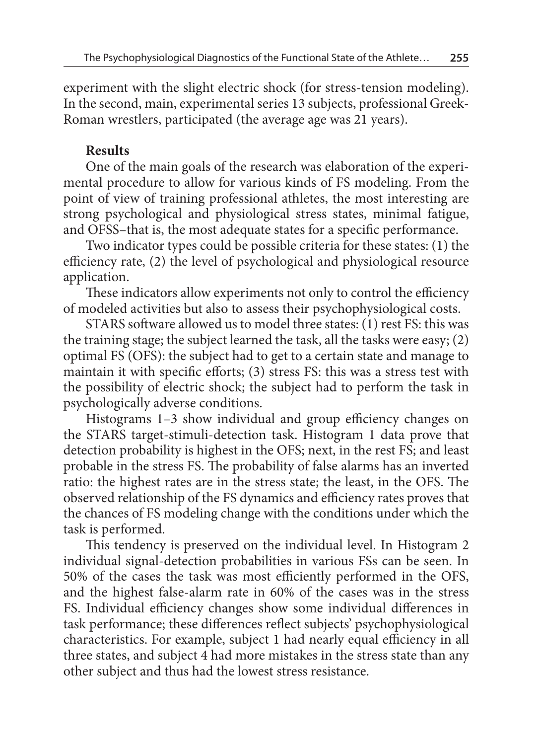experiment with the slight electric shock (for stress-tension modeling). In the second, main, experimental series 13 subjects, professional Greek-Roman wrestlers, participated (the average age was 21 years).

### Results

One of the main goals of the research was elaboration of the experimental procedure to allow for various kinds of FS modeling. From the point of view of training professional athletes, the most interesting are strong psychological and physiological stress states, minimal fatigue, and OFSS–that is, the most adequate states for a specific performance.

Two indicator types could be possible criteria for these states: (1) the efficiency rate, (2) the level of psychological and physiological resource application.

These indicators allow experiments not only to control the efficiency of modeled activities but also to assess their psychophysiological costs.

STARS software allowed us to model three states: (1) rest FS: this was the training stage; the subject learned the task, all the tasks were easy; (2) optimal FS (OFS): the subject had to get to a certain state and manage to maintain it with specific efforts; (3) stress FS: this was a stress test with the possibility of electric shock; the subject had to perform the task in psychologically adverse conditions.

Histograms 1–3 show individual and group efficiency changes on the STARS target-stimuli-detection task. Histogram 1 data prove that detection probability is highest in the OFS; next, in the rest FS; and least probable in the stress FS. The probability of false alarms has an inverted ratio: the highest rates are in the stress state; the least, in the OFS. The observed relationship of the FS dynamics and efficiency rates proves that the chances of FS modeling change with the conditions under which the task is performed.

This tendency is preserved on the individual level. In Histogram 2 individual signal-detection probabilities in various FSs can be seen. In 50% of the cases the task was most efficiently performed in the OFS, and the highest false-alarm rate in 60% of the cases was in the stress FS. Individual efficiency changes show some individual differences in task performance; these differences reflect subjects' psychophysiological characteristics. For example, subject 1 had nearly equal efficiency in all three states, and subject 4 had more mistakes in the stress state than any other subject and thus had the lowest stress resistance.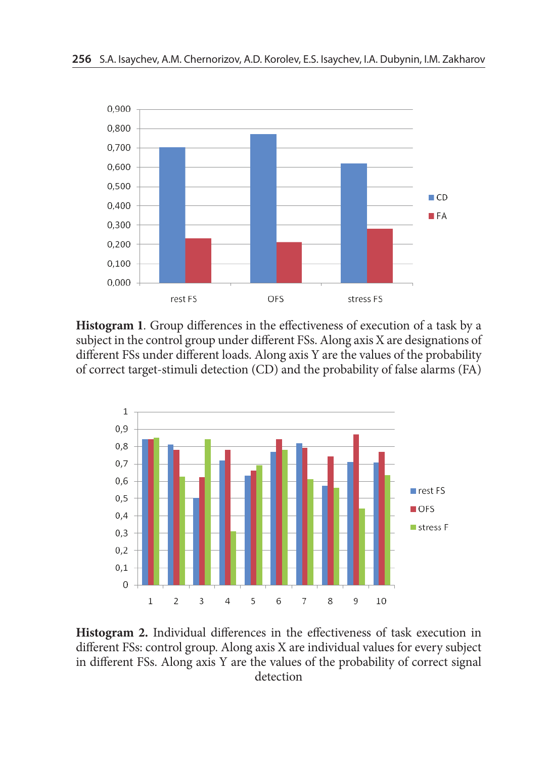**Histogram 1**. Group differences in the effectiveness of execution of a task by a subject in the control group under different FSs. Along axis X are designations of different FSs under different loads. Along axis Y are the values of the probability of correct target-stimuli detection (CD) and the probability of false alarms (FA)

**Histogram 2.** Individual differences in the effectiveness of task execution in different FSs: control group. Along axis X are individual values for every subject in different FSs. Along axis Y are the values of the probability of correct signal detection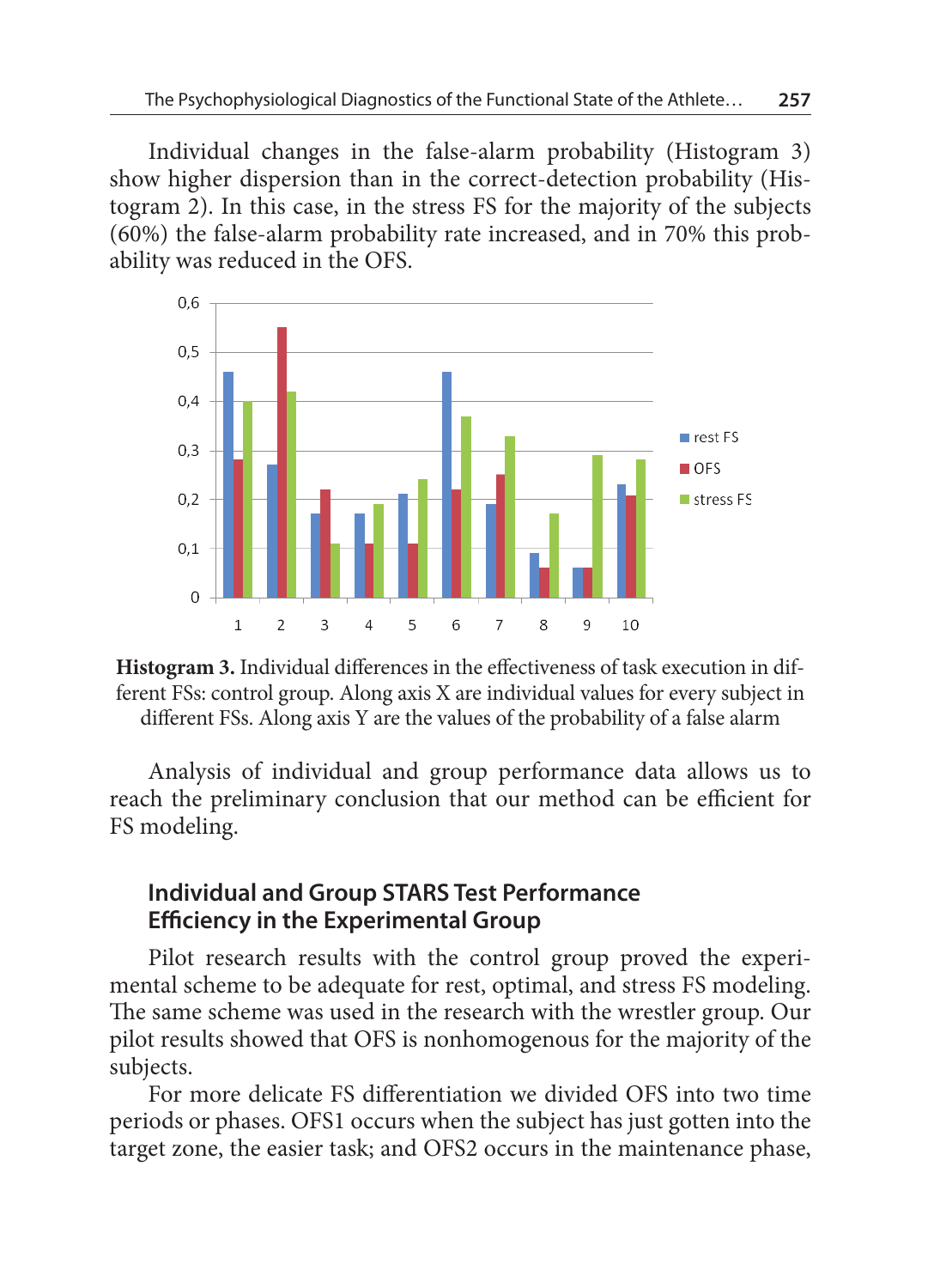Individual changes in the false-alarm probability (Histogram 3) show higher dispersion than in the correct-detection probability (Histogram 2). In this case, in the stress FS for the majority of the subjects (60%) the false-alarm probability rate increased, and in 70% this probability was reduced in the OFS.

**Histogram 3.** Individual differences in the effectiveness of task execution in different FSs: control group. Along axis X are individual values for every subject in different FSs. Along axis Y are the values of the probability of a false alarm

Analysis of individual and group performance data allows us to reach the preliminary conclusion that our method can be efficient for FS modeling.

## Individual and Group STARS Test Performance Efficiency in the Experimental Group

Pilot research results with the control group proved the experimental scheme to be adequate for rest, optimal, and stress FS modeling. The same scheme was used in the research with the wrestler group. Our pilot results showed that OFS is nonhomogenous for the majority of the subjects.

For more delicate FS differentiation we divided OFS into two time periods or phases. OFS1 occurs when the subject has just gotten into the target zone, the easier task; and OFS2 occurs in the maintenance phase,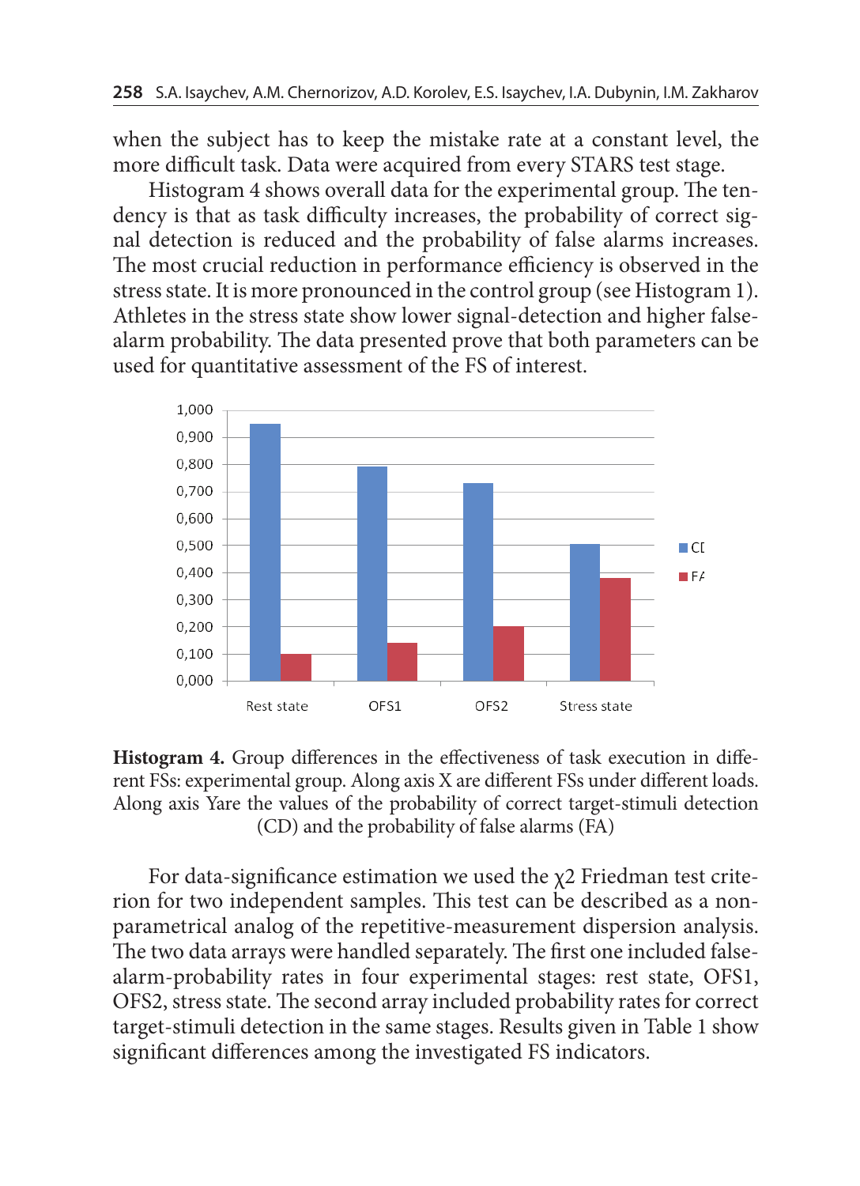when the subject has to keep the mistake rate at a constant level, the more difficult task. Data were acquired from every STARS test stage.

Histogram 4 shows overall data for the experimental group. The tendency is that as task difficulty increases, the probability of correct signal detection is reduced and the probability of false alarms increases. The most crucial reduction in performance efficiency is observed in the stress state. It is more pronounced in the control group (see Histogram 1). Athletes in the stress state show lower signal-detection and higher false-alarm probability. The data presented prove that both parameters can be used for quantitative assessment of the FS of interest.

**Histogram 4.** Group differences in the effectiveness of task execution in different FSs: experimental group. Along axis X are different FSs under different loads. Along axis Yare the values of the probability of correct target-stimuli detection (CD) and the probability of false alarms (FA)

For data-significance estimation we used the χ2 Friedman test criterion for two independent samples. This test can be described as a nonparametrical analog of the repetitive-measurement dispersion analysis. The two data arrays were handled separately. The first one included false-alarm-probability rates in four experimental stages: rest state, OFS1, OFS2, stress state. The second array included probability rates for correct target-stimuli detection in the same stages. Results given in Table 1 show significant differences among the investigated FS indicators.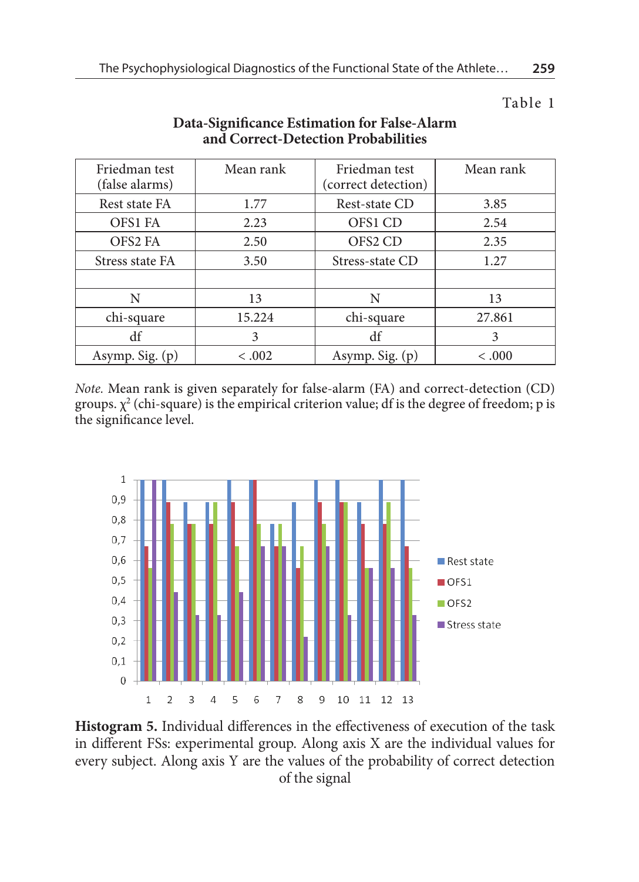Table 1

**Data-Significance Estimation for False-Alarm and Correct-Detection Probabilities**

| Friedman test (false alarms) | Mean rank | Friedman test (correct detection) | Mean rank |
|---|---|---|---|
| Rest state FA | 1.77 | Rest-state CD | 3.85 |
| OFS1 FA | 2.23 | OFS1 CD | 2.54 |
| OFS2 FA | 2.50 | OFS2 CD | 2.35 |
| Stress state FA | 3.50 | Stress-state CD | 1.27 |
| | | | |
| N | 13 | N | 13 |
| chi-square | 15.224 | chi-square | 27.861 |
| df | 3 | df | 3 |
| Asymp. Sig. (p) | < .002 | Asymp. Sig. (p) | < .000 |

*Note.* Mean rank is given separately for false-alarm (FA) and correct-detection (CD) groups. $\chi^2$ (chi-square) is the empirical criterion value; df is the degree of freedom; p is the significance level.

**Histogram 5.** Individual differences in the effectiveness of execution of the task in different FSs: experimental group. Along axis X are the individual values for every subject. Along axis Y are the values of the probability of correct detection of the signal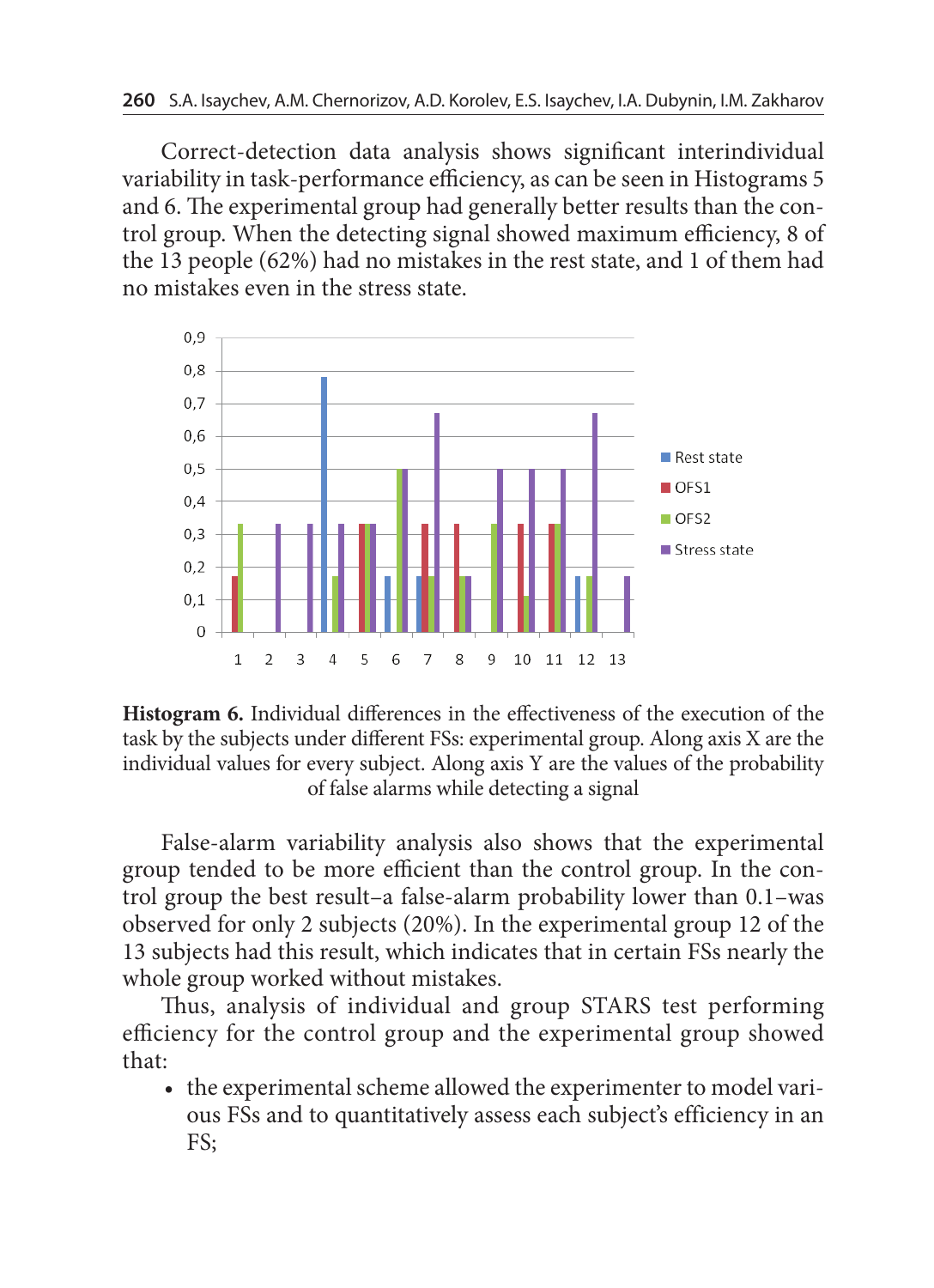Correct-detection data analysis shows significant interindividual variability in task-performance efficiency, as can be seen in Histograms 5 and 6. The experimental group had generally better results than the control group. When the detecting signal showed maximum efficiency, 8 of the 13 people (62%) had no mistakes in the rest state, and 1 of them had no mistakes even in the stress state.

**Histogram 6.** Individual differences in the effectiveness of the execution of the task by the subjects under different FSs: experimental group. Along axis X are the individual values for every subject. Along axis Y are the values of the probability of false alarms while detecting a signal

False-alarm variability analysis also shows that the experimental group tended to be more efficient than the control group. In the control group the best result–a false-alarm probability lower than 0.1–was observed for only 2 subjects (20%). In the experimental group 12 of the 13 subjects had this result, which indicates that in certain FSs nearly the whole group worked without mistakes.

Thus, analysis of individual and group STARS test performing efficiency for the control group and the experimental group showed that:

- the experimental scheme allowed the experimenter to model various FSs and to quantitatively assess each subject's efficiency in an FS;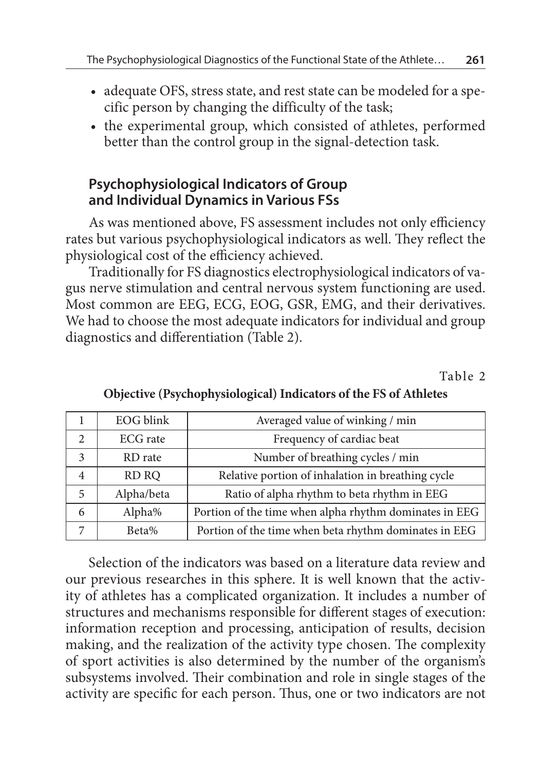- adequate OFS, stress state, and rest state can be modeled for a specific person by changing the difficulty of the task;
- the experimental group, which consisted of athletes, performed better than the control group in the signal-detection task.

## Psychophysiological Indicators of Group and Individual Dynamics in Various FSs

As was mentioned above, FS assessment includes not only efficiency rates but various psychophysiological indicators as well. They reflect the physiological cost of the efficiency achieved.

Traditionally for FS diagnostics electrophysiological indicators of vagus nerve stimulation and central nervous system functioning are used. Most common are EEG, ECG, EOG, GSR, EMG, and their derivatives. We had to choose the most adequate indicators for individual and group diagnostics and differentiation (Table 2).

Table 2

**Objective (Psychophysiological) Indicators of the FS of Athletes**

| | | |
|---|---|---|
| 1 | EOG blink | Averaged value of winking / min |
| 2 | ECG rate | Frequency of cardiac beat |
| 3 | RD rate | Number of breathing cycles / min |
| 4 | RD RQ | Relative portion of inhalation in breathing cycle |
| 5 | Alpha/beta | Ratio of alpha rhythm to beta rhythm in EEG |
| 6 | Alpha% | Portion of the time when alpha rhythm dominates in EEG |
| 7 | Beta% | Portion of the time when beta rhythm dominates in EEG |

Selection of the indicators was based on a literature data review and our previous researches in this sphere. It is well known that the activity of athletes has a complicated organization. It includes a number of structures and mechanisms responsible for different stages of execution: information reception and processing, anticipation of results, decision making, and the realization of the activity type chosen. The complexity of sport activities is also determined by the number of the organism's subsystems involved. Their combination and role in single stages of the activity are specific for each person. Thus, one or two indicators are not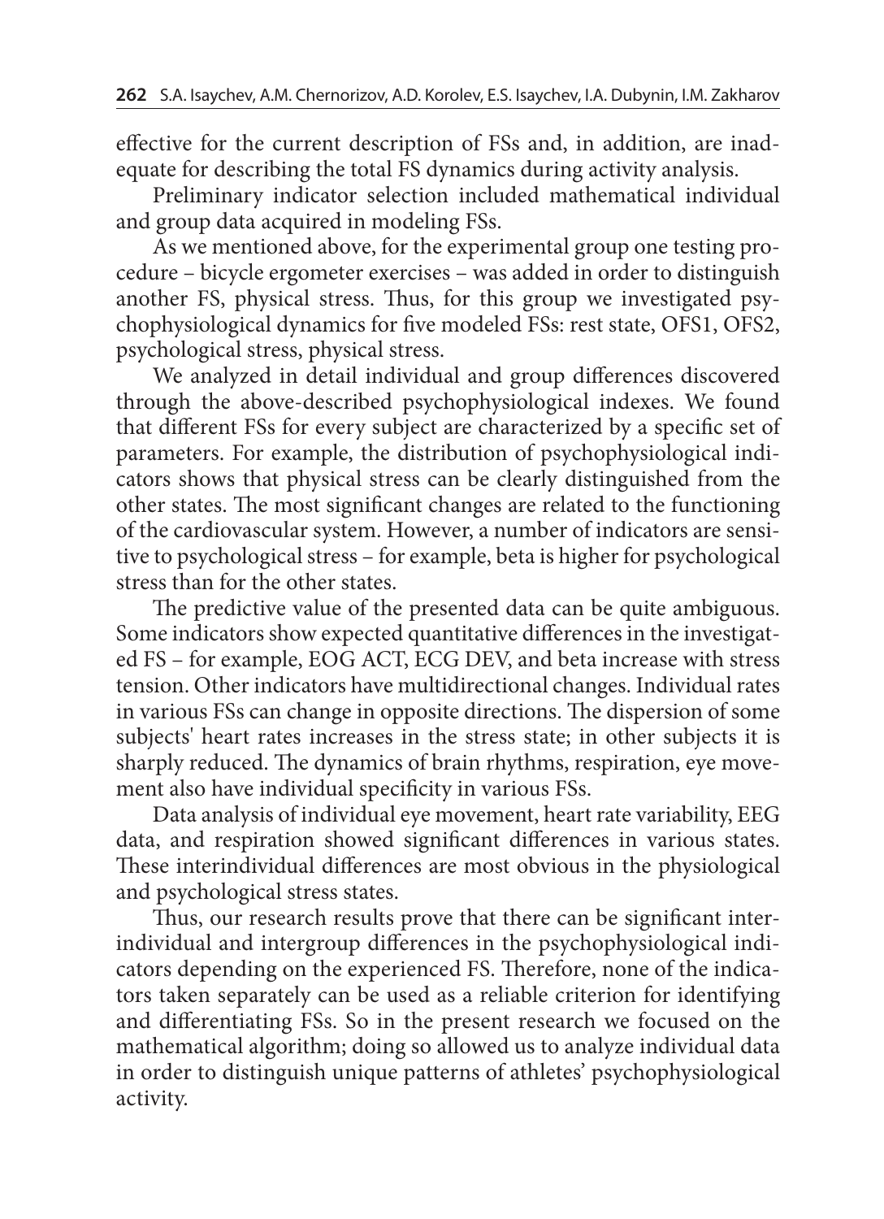effective for the current description of FSs and, in addition, are inadequate for describing the total FS dynamics during activity analysis.

Preliminary indicator selection included mathematical individual and group data acquired in modeling FSs.

As we mentioned above, for the experimental group one testing procedure – bicycle ergometer exercises – was added in order to distinguish another FS, physical stress. Thus, for this group we investigated psychophysiological dynamics for five modeled FSs: rest state, OFS1, OFS2, psychological stress, physical stress.

We analyzed in detail individual and group differences discovered through the above-described psychophysiological indexes. We found that different FSs for every subject are characterized by a specific set of parameters. For example, the distribution of psychophysiological indicators shows that physical stress can be clearly distinguished from the other states. The most significant changes are related to the functioning of the cardiovascular system. However, a number of indicators are sensitive to psychological stress – for example, beta is higher for psychological stress than for the other states.

The predictive value of the presented data can be quite ambiguous. Some indicators show expected quantitative differences in the investigated FS – for example, EOG ACT, ECG DEV, and beta increase with stress tension. Other indicators have multidirectional changes. Individual rates in various FSs can change in opposite directions. The dispersion of some subjects' heart rates increases in the stress state; in other subjects it is sharply reduced. The dynamics of brain rhythms, respiration, eye movement also have individual specificity in various FSs.

Data analysis of individual eye movement, heart rate variability, EEG data, and respiration showed significant differences in various states. These interindividual differences are most obvious in the physiological and psychological stress states.

Thus, our research results prove that there can be significant interindividual and intergroup differences in the psychophysiological indicators depending on the experienced FS. Therefore, none of the indicators taken separately can be used as a reliable criterion for identifying and differentiating FSs. So in the present research we focused on the mathematical algorithm; doing so allowed us to analyze individual data in order to distinguish unique patterns of athletes' psychophysiological activity.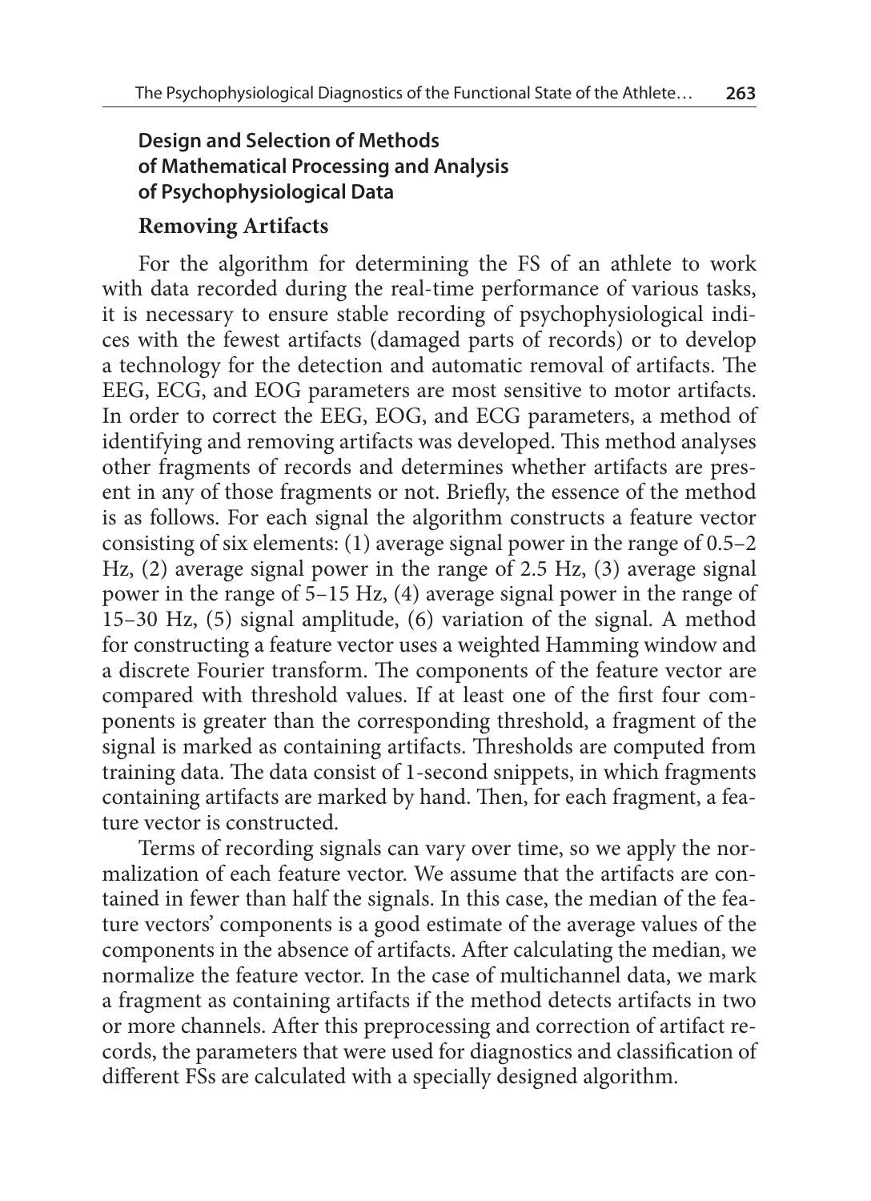## Design and Selection of Methods of Mathematical Processing and Analysis of Psychophysiological Data

### Removing Artifacts

For the algorithm for determining the FS of an athlete to work with data recorded during the real-time performance of various tasks, it is necessary to ensure stable recording of psychophysiological indices with the fewest artifacts (damaged parts of records) or to develop a technology for the detection and automatic removal of artifacts. The EEG, ECG, and EOG parameters are most sensitive to motor artifacts. In order to correct the EEG, EOG, and ECG parameters, a method of identifying and removing artifacts was developed. This method analyses other fragments of records and determines whether artifacts are present in any of those fragments or not. Briefly, the essence of the method is as follows. For each signal the algorithm constructs a feature vector consisting of six elements: (1) average signal power in the range of 0.5–2 Hz, (2) average signal power in the range of 2.5 Hz, (3) average signal power in the range of 5–15 Hz, (4) average signal power in the range of 15–30 Hz, (5) signal amplitude, (6) variation of the signal. A method for constructing a feature vector uses a weighted Hamming window and a discrete Fourier transform. The components of the feature vector are compared with threshold values. If at least one of the first four components is greater than the corresponding threshold, a fragment of the signal is marked as containing artifacts. Thresholds are computed from training data. The data consist of 1-second snippets, in which fragments containing artifacts are marked by hand. Then, for each fragment, a feature vector is constructed.

Terms of recording signals can vary over time, so we apply the normalization of each feature vector. We assume that the artifacts are contained in fewer than half the signals. In this case, the median of the feature vectors' components is a good estimate of the average values of the components in the absence of artifacts. After calculating the median, we normalize the feature vector. In the case of multichannel data, we mark a fragment as containing artifacts if the method detects artifacts in two or more channels. After this preprocessing and correction of artifact records, the parameters that were used for diagnostics and classification of different FSs are calculated with a specially designed algorithm.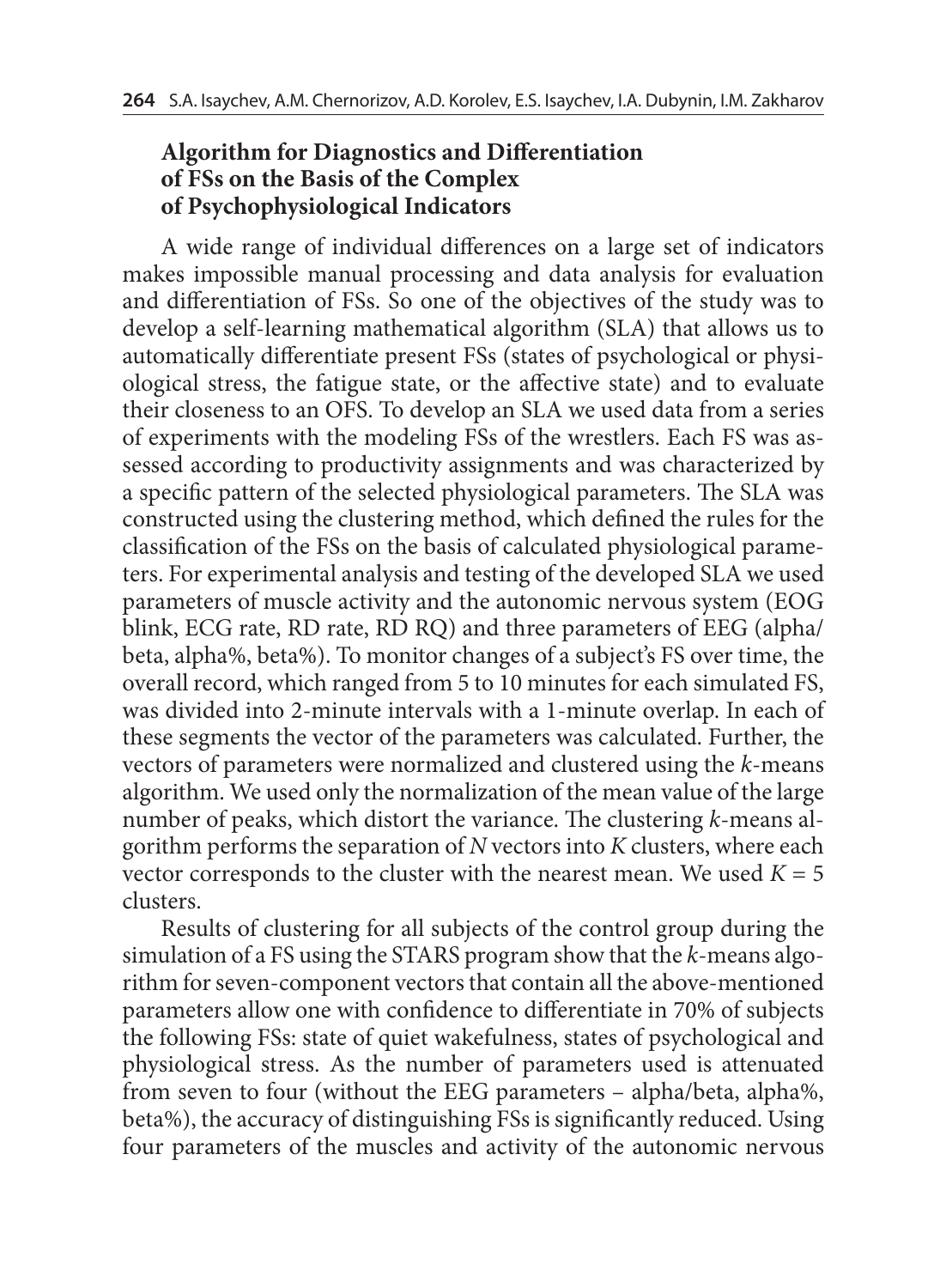### Algorithm for Diagnostics and Differentiation of FSs on the Basis of the Complex of Psychophysiological Indicators

A wide range of individual differences on a large set of indicators makes impossible manual processing and data analysis for evaluation and differentiation of FSs. So one of the objectives of the study was to develop a self-learning mathematical algorithm (SLA) that allows us to automatically differentiate present FSs (states of psychological or physiological stress, the fatigue state, or the affective state) and to evaluate their closeness to an OFS. To develop an SLA we used data from a series of experiments with the modeling FSs of the wrestlers. Each FS was assessed according to productivity assignments and was characterized by a specific pattern of the selected physiological parameters. The SLA was constructed using the clustering method, which defined the rules for the classification of the FSs on the basis of calculated physiological parameters. For experimental analysis and testing of the developed SLA we used parameters of muscle activity and the autonomic nervous system (EOG blink, ECG rate, RD rate, RD RQ) and three parameters of EEG (alpha/beta, alpha%, beta%). To monitor changes of a subject's FS over time, the overall record, which ranged from 5 to 10 minutes for each simulated FS, was divided into 2-minute intervals with a 1-minute overlap. In each of these segments the vector of the parameters was calculated. Further, the vectors of parameters were normalized and clustered using the *k*-means algorithm. We used only the normalization of the mean value of the large number of peaks, which distort the variance. The clustering *k*-means algorithm performs the separation of *N* vectors into *K* clusters, where each vector corresponds to the cluster with the nearest mean. We used $K = 5$ clusters.

Results of clustering for all subjects of the control group during the simulation of a FS using the STARS program show that the *k*-means algorithm for seven-component vectors that contain all the above-mentioned parameters allow one with confidence to differentiate in 70% of subjects the following FSs: state of quiet wakefulness, states of psychological and physiological stress. As the number of parameters used is attenuated from seven to four (without the EEG parameters – alpha/beta, alpha%, beta%), the accuracy of distinguishing FSs is significantly reduced. Using four parameters of the muscles and activity of the autonomic nervous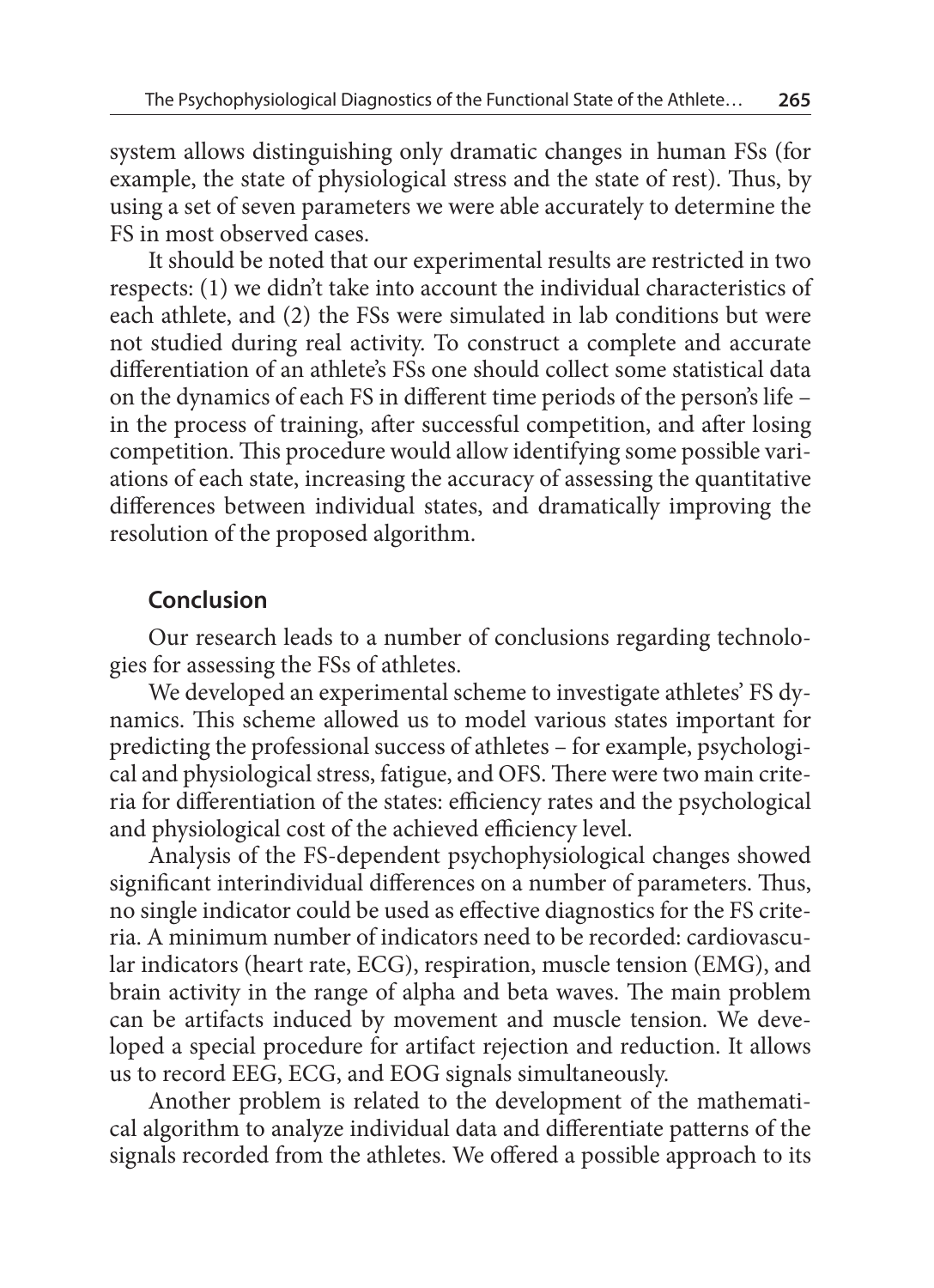system allows distinguishing only dramatic changes in human FSs (for example, the state of physiological stress and the state of rest). Thus, by using a set of seven parameters we were able accurately to determine the FS in most observed cases.

It should be noted that our experimental results are restricted in two respects: (1) we didn't take into account the individual characteristics of each athlete, and (2) the FSs were simulated in lab conditions but were not studied during real activity. To construct a complete and accurate differentiation of an athlete's FSs one should collect some statistical data on the dynamics of each FS in different time periods of the person's life – in the process of training, after successful competition, and after losing competition. This procedure would allow identifying some possible variations of each state, increasing the accuracy of assessing the quantitative differences between individual states, and dramatically improving the resolution of the proposed algorithm.

## Conclusion

Our research leads to a number of conclusions regarding technologies for assessing the FSs of athletes.

We developed an experimental scheme to investigate athletes' FS dynamics. This scheme allowed us to model various states important for predicting the professional success of athletes – for example, psychological and physiological stress, fatigue, and OFS. There were two main criteria for differentiation of the states: efficiency rates and the psychological and physiological cost of the achieved efficiency level.

Analysis of the FS-dependent psychophysiological changes showed significant interindividual differences on a number of parameters. Thus, no single indicator could be used as effective diagnostics for the FS criteria. A minimum number of indicators need to be recorded: cardiovascular indicators (heart rate, ECG), respiration, muscle tension (EMG), and brain activity in the range of alpha and beta waves. The main problem can be artifacts induced by movement and muscle tension. We developed a special procedure for artifact rejection and reduction. It allows us to record EEG, ECG, and EOG signals simultaneously.

Another problem is related to the development of the mathematical algorithm to analyze individual data and differentiate patterns of the signals recorded from the athletes. We offered a possible approach to its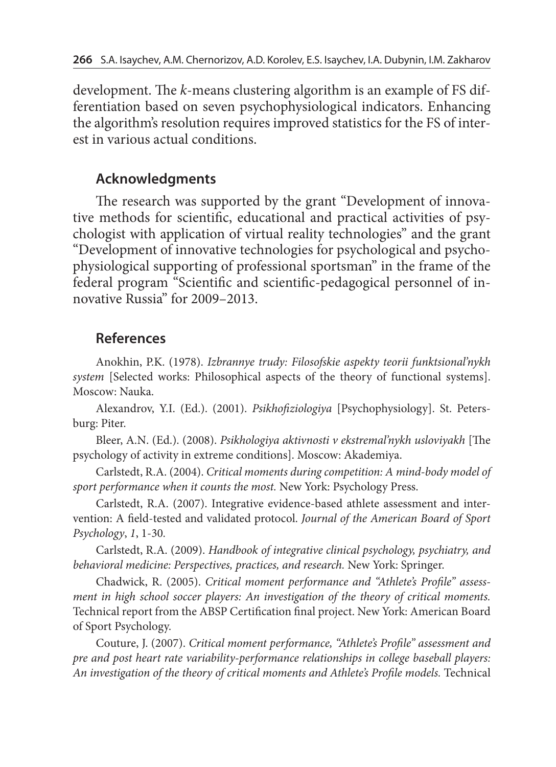development. The *k*-means clustering algorithm is an example of FS differentiation based on seven psychophysiological indicators. Enhancing the algorithm's resolution requires improved statistics for the FS of interest in various actual conditions.

## Acknowledgments

The research was supported by the grant "Development of innovative methods for scientific, educational and practical activities of psychologist with application of virtual reality technologies" and the grant "Development of innovative technologies for psychological and psychophysiological supporting of professional sportsman" in the frame of the federal program "Scientific and scientific-pedagogical personnel of innovative Russia" for 2009–2013.

## References

Anokhin, P.K. (1978). *Izbrannye trudy: Filosofskie aspekty teorii funktsional'nykh system* [Selected works: Philosophical aspects of the theory of functional systems]. Moscow: Nauka.

Alexandrov, Y.I. (Ed.). (2001). *Psikhofiziologiya* [Psychophysiology]. St. Petersburg: Piter.

Bleer, A.N. (Ed.). (2008). *Psikhologiya aktivnosti v ekstremal'nykh usloviyakh* [The psychology of activity in extreme conditions]. Moscow: Akademiya.

Carlstedt, R.A. (2004). *Critical moments during competition: A mind-body model of sport performance when it counts the most.* New York: Psychology Press.

Carlstedt, R.A. (2007). Integrative evidence-based athlete assessment and intervention: A field-tested and validated protocol. *Journal of the American Board of Sport Psychology*, *1*, 1-30.

Carlstedt, R.A. (2009). *Handbook of integrative clinical psychology, psychiatry, and behavioral medicine: Perspectives, practices, and research.* New York: Springer.

Chadwick, R. (2005). *Critical moment performance and "Athlete's Profile" assessment in high school soccer players: An investigation of the theory of critical moments.* Technical report from the ABSP Certification final project. New York: American Board of Sport Psychology.

Couture, J. (2007). *Critical moment performance, "Athlete's Profile" assessment and pre and post heart rate variability-performance relationships in college baseball players: An investigation of the theory of critical moments and Athlete's Profile models.* Technical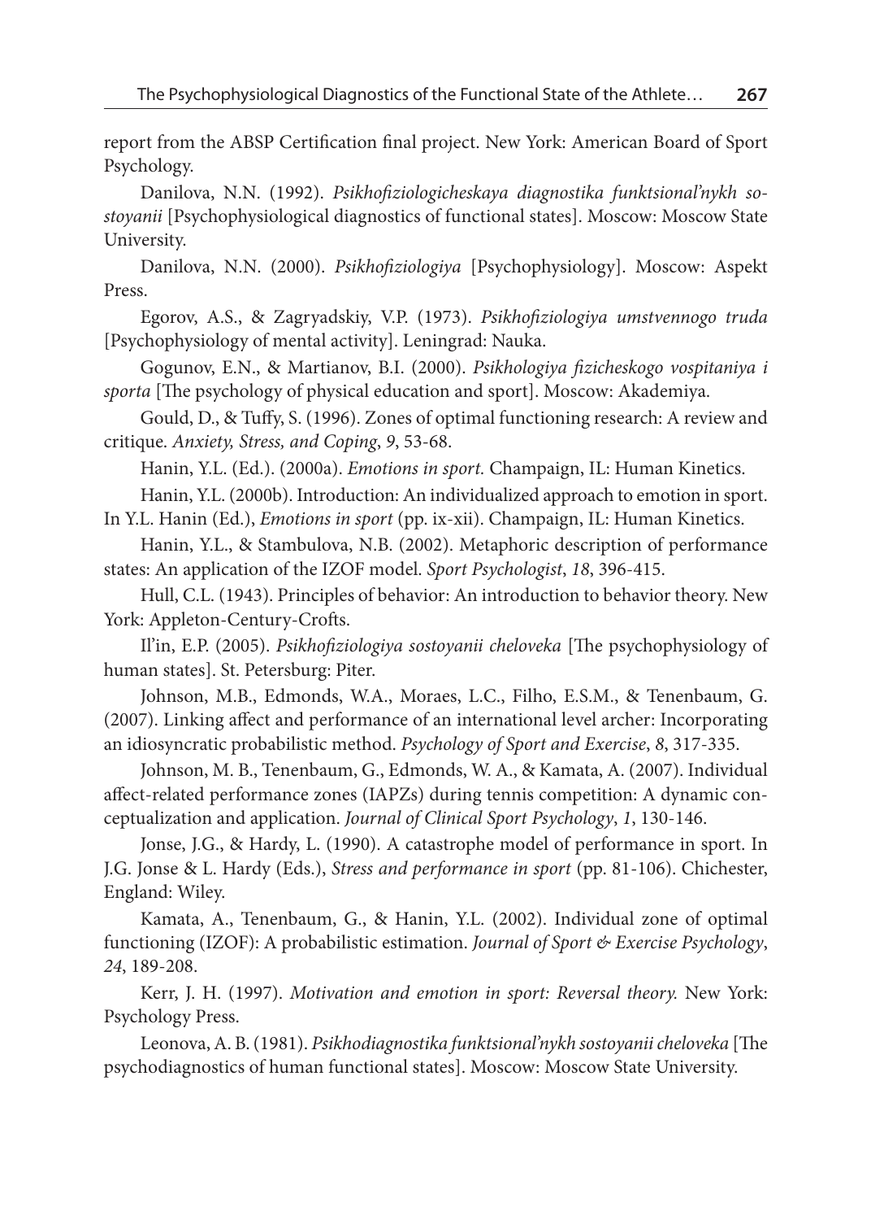report from the ABSP Certification final project. New York: American Board of Sport Psychology.

Danilova, N.N. (1992). *Psikhofiziologicheskaya diagnostika funktsional'nykh sostoyanii* [Psychophysiological diagnostics of functional states]. Moscow: Moscow State University.

Danilova, N.N. (2000). *Psikhofiziologiya* [Psychophysiology]. Moscow: Aspekt Press.

Egorov, A.S., & Zagryadskiy, V.P. (1973). *Psikhofiziologiya umstvennogo truda* [Psychophysiology of mental activity]. Leningrad: Nauka.

Gogunov, E.N., & Martianov, B.I. (2000). *Psikhologiya fizicheskogo vospitaniya i sporta* [The psychology of physical education and sport]. Moscow: Akademiya.

Gould, D., & Tuffy, S. (1996). Zones of optimal functioning research: A review and critique. *Anxiety, Stress, and Coping*, *9*, 53-68.

Hanin, Y.L. (Ed.). (2000a). *Emotions in sport.* Champaign, IL: Human Kinetics.

Hanin, Y.L. (2000b). Introduction: An individualized approach to emotion in sport. In Y.L. Hanin (Ed.), *Emotions in sport* (pp. ix-xii). Champaign, IL: Human Kinetics.

Hanin, Y.L., & Stambulova, N.B. (2002). Metaphoric description of performance states: An application of the IZOF model. *Sport Psychologist*, *18*, 396-415.

Hull, C.L. (1943). Principles of behavior: An introduction to behavior theory. New York: Appleton-Century-Crofts.

Il'in, E.P. (2005). *Psikhofiziologiya sostoyanii cheloveka* [The psychophysiology of human states]. St. Petersburg: Piter.

Johnson, M.B., Edmonds, W.A., Moraes, L.C., Filho, E.S.M., & Tenenbaum, G. (2007). Linking affect and performance of an international level archer: Incorporating an idiosyncratic probabilistic method. *Psychology of Sport and Exercise*, *8*, 317-335.

Johnson, M. B., Tenenbaum, G., Edmonds, W. A., & Kamata, A. (2007). Individual affect-related performance zones (IAPZs) during tennis competition: A dynamic conceptualization and application. *Journal of Clinical Sport Psychology*, *1*, 130-146.

Jonse, J.G., & Hardy, L. (1990). A catastrophe model of performance in sport. In J.G. Jonse & L. Hardy (Eds.), *Stress and performance in sport* (pp. 81-106). Chichester, England: Wiley.

Kamata, A., Tenenbaum, G., & Hanin, Y.L. (2002). Individual zone of optimal functioning (IZOF): A probabilistic estimation. *Journal of Sport & Exercise Psychology*, *24*, 189-208.

Kerr, J. H. (1997). *Motivation and emotion in sport: Reversal theory.* New York: Psychology Press.

Leonova, A. B. (1981). *Psikhodiagnostika funktsional'nykh sostoyanii cheloveka* [The psychodiagnostics of human functional states]. Moscow: Moscow State University.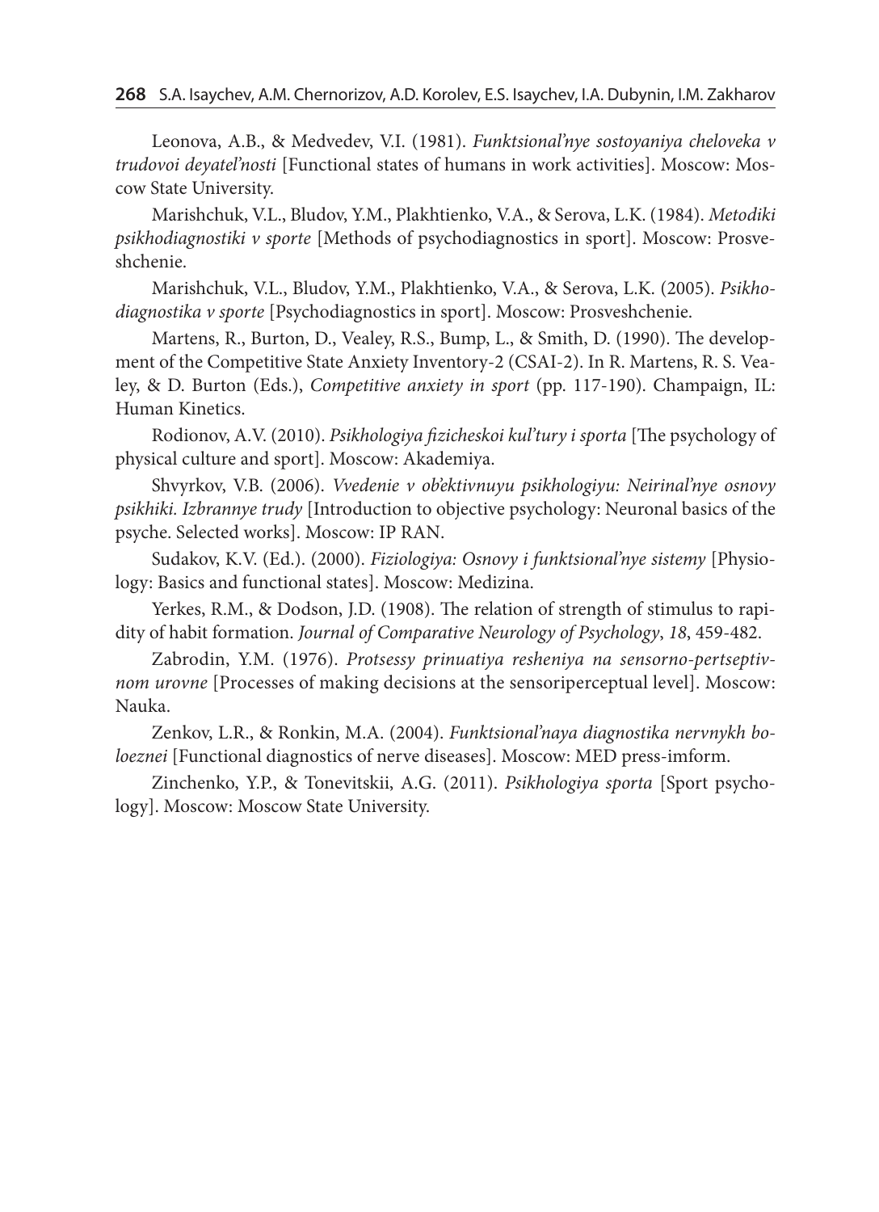Leonova, A.B., & Medvedev, V.I. (1981). *Funktsional'nye sostoyaniya cheloveka v trudovoi deyatel'nosti* [Functional states of humans in work activities]. Moscow: Moscow State University.

Marishchuk, V.L., Bludov, Y.M., Plakhtienko, V.A., & Serova, L.K. (1984). *Metodiki psikhodiagnostiki v sporte* [Methods of psychodiagnostics in sport]. Moscow: Prosveshchenie.

Marishchuk, V.L., Bludov, Y.M., Plakhtienko, V.A., & Serova, L.K. (2005). *Psikhodiagnostika v sporte* [Psychodiagnostics in sport]. Moscow: Prosveshchenie.

Martens, R., Burton, D., Vealey, R.S., Bump, L., & Smith, D. (1990). The development of the Competitive State Anxiety Inventory-2 (CSAI-2). In R. Martens, R. S. Vealey, & D. Burton (Eds.), *Competitive anxiety in sport* (pp. 117-190). Champaign, IL: Human Kinetics.

Rodionov, A.V. (2010). *Psikhologiya fizicheskoi kul'tury i sporta* [The psychology of physical culture and sport]. Moscow: Akademiya.

Shvyrkov, V.B. (2006). *Vvedenie v ob'ektivnuyu psikhologiyu: Neirinal'nye osnovy psikhiki. Izbrannye trudy* [Introduction to objective psychology: Neuronal basics of the psyche. Selected works]. Moscow: IP RAN.

Sudakov, K.V. (Ed.). (2000). *Fiziologiya: Osnovy i funktsional'nye sistemy* [Physiology: Basics and functional states]. Moscow: Medizina.

Yerkes, R.M., & Dodson, J.D. (1908). The relation of strength of stimulus to rapidity of habit formation. *Journal of Comparative Neurology of Psychology*, *18*, 459-482.

Zabrodin, Y.M. (1976). *Protsessy prinuatiya resheniya na sensorno-pertseptivnom urovne* [Processes of making decisions at the sensoriperceptual level]. Moscow: Nauka.

Zenkov, L.R., & Ronkin, M.A. (2004). *Funktsional'naya diagnostika nervnykh boloeznei* [Functional diagnostics of nerve diseases]. Moscow: MED press-imform.

Zinchenko, Y.P., & Tonevitskii, A.G. (2011). *Psikhologiya sporta* [Sport psychology]. Moscow: Moscow State University.